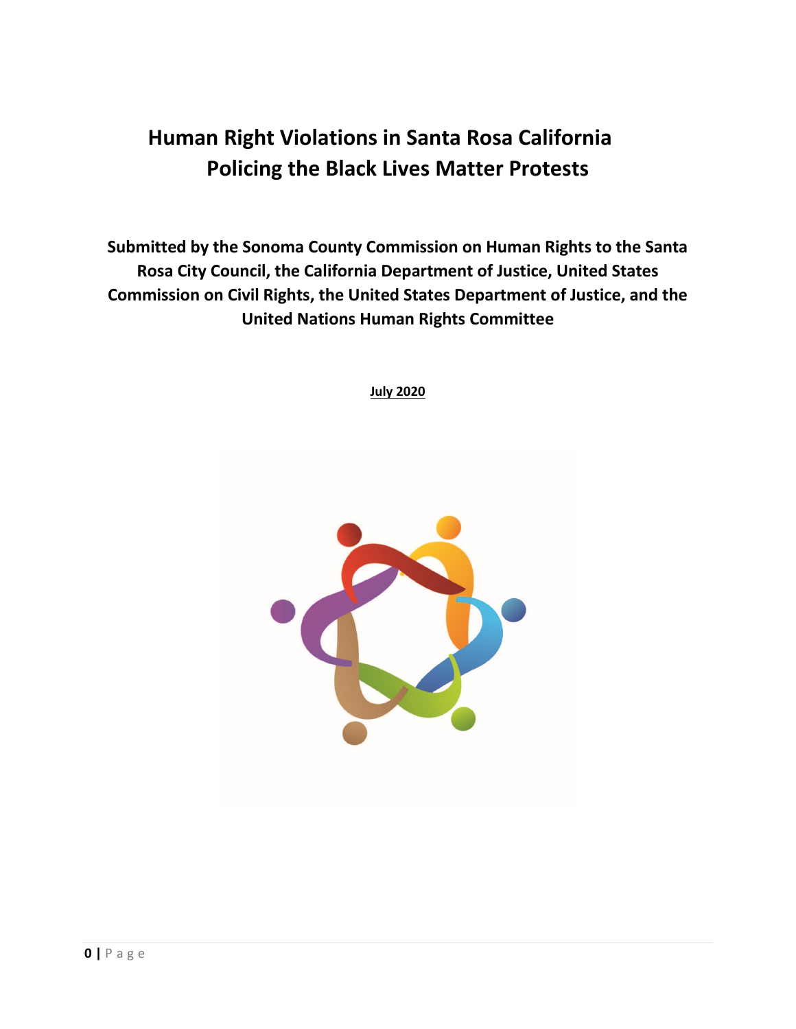# Human Right Violations in Santa Rosa California
# Policing the Black Lives Matter Protests

**Submitted by the Sonoma County Commission on Human Rights to the Santa Rosa City Council, the California Department of Justice, United States Commission on Civil Rights, the United States Department of Justice, and the United Nations Human Rights Committee**

**July 2020**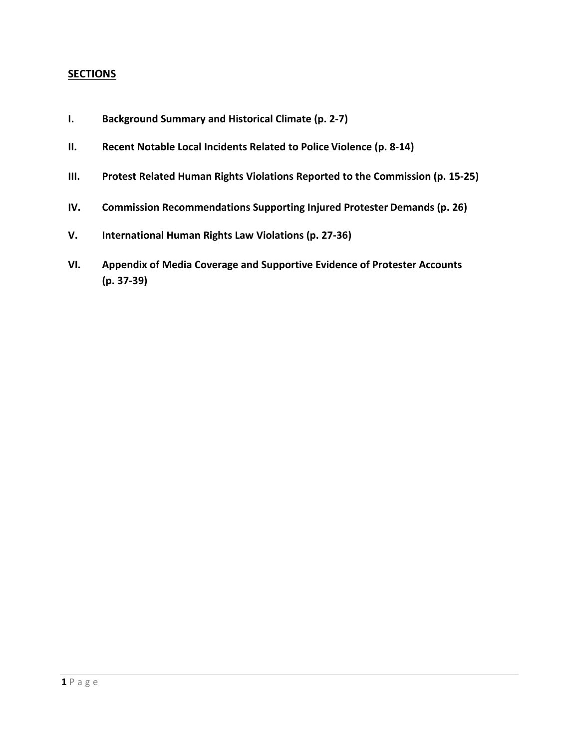## SECTIONS

- **I. Background Summary and Historical Climate (p. 2-7)**
- **II. Recent Notable Local Incidents Related to Police Violence (p. 8-14)**
- **III. Protest Related Human Rights Violations Reported to the Commission (p. 15-25)**
- **IV. Commission Recommendations Supporting Injured Protester Demands (p. 26)**
- **V. International Human Rights Law Violations (p. 27-36)**
- **VI. Appendix of Media Coverage and Supportive Evidence of Protester Accounts (p. 37-39)**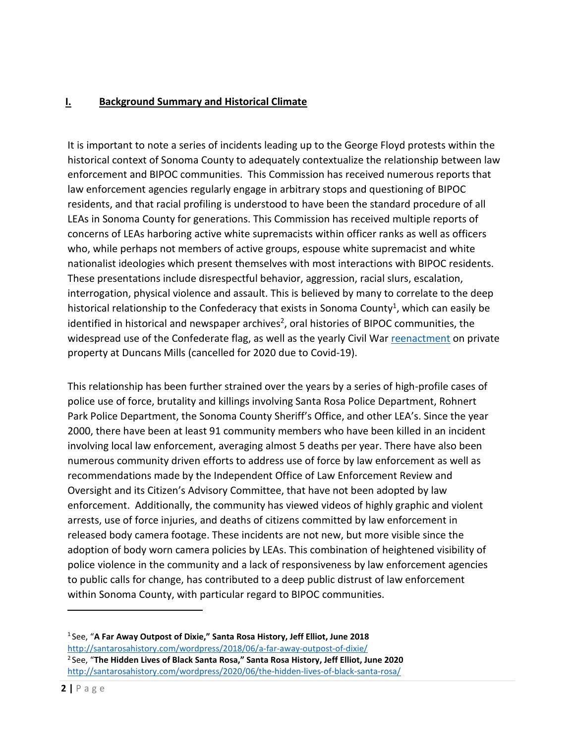## I. Background Summary and Historical Climate

It is important to note a series of incidents leading up to the George Floyd protests within the historical context of Sonoma County to adequately contextualize the relationship between law enforcement and BIPOC communities. This Commission has received numerous reports that law enforcement agencies regularly engage in arbitrary stops and questioning of BIPOC residents, and that racial profiling is understood to have been the standard procedure of all LEAs in Sonoma County for generations. This Commission has received multiple reports of concerns of LEAs harboring active white supremacists within officer ranks as well as officers who, while perhaps not members of active groups, espouse white supremacist and white nationalist ideologies which present themselves with most interactions with BIPOC residents. These presentations include disrespectful behavior, aggression, racial slurs, escalation, interrogation, physical violence and assault. This is believed by many to correlate to the deep historical relationship to the Confederacy that exists in Sonoma County[1], which can easily be identified in historical and newspaper archives[2], oral histories of BIPOC communities, the widespread use of the Confederate flag, as well as the yearly Civil War reenactment on private property at Duncans Mills (cancelled for 2020 due to Covid-19).

This relationship has been further strained over the years by a series of high-profile cases of police use of force, brutality and killings involving Santa Rosa Police Department, Rohnert Park Police Department, the Sonoma County Sheriff's Office, and other LEA's. Since the year 2000, there have been at least 91 community members who have been killed in an incident involving local law enforcement, averaging almost 5 deaths per year. There have also been numerous community driven efforts to address use of force by law enforcement as well as recommendations made by the Independent Office of Law Enforcement Review and Oversight and its Citizen's Advisory Committee, that have not been adopted by law enforcement. Additionally, the community has viewed videos of highly graphic and violent arrests, use of force injuries, and deaths of citizens committed by law enforcement in released body camera footage. These incidents are not new, but more visible since the adoption of body worn camera policies by LEAs. This combination of heightened visibility of police violence in the community and a lack of responsiveness by law enforcement agencies to public calls for change, has contributed to a deep public distrust of law enforcement within Sonoma County, with particular regard to BIPOC communities.

---

[1] See, "**A Far Away Outpost of Dixie," Santa Rosa History, Jeff Elliot, June 2018**
http://santarosahistory.com/wordpress/2018/06/a-far-away-outpost-of-dixie/

[2] See, "**The Hidden Lives of Black Santa Rosa," Santa Rosa History, Jeff Elliot, June 2020**
http://santarosahistory.com/wordpress/2020/06/the-hidden-lives-of-black-santa-rosa/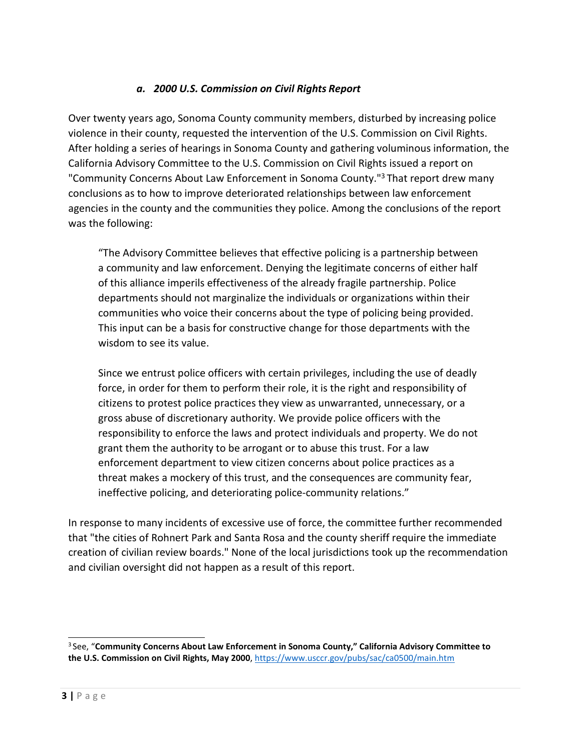### *a. 2000 U.S. Commission on Civil Rights Report*

Over twenty years ago, Sonoma County community members, disturbed by increasing police violence in their county, requested the intervention of the U.S. Commission on Civil Rights. After holding a series of hearings in Sonoma County and gathering voluminous information, the California Advisory Committee to the U.S. Commission on Civil Rights issued a report on "Community Concerns About Law Enforcement in Sonoma County."[3] That report drew many conclusions as to how to improve deteriorated relationships between law enforcement agencies in the county and the communities they police. Among the conclusions of the report was the following:

> "The Advisory Committee believes that effective policing is a partnership between a community and law enforcement. Denying the legitimate concerns of either half of this alliance imperils effectiveness of the already fragile partnership. Police departments should not marginalize the individuals or organizations within their communities who voice their concerns about the type of policing being provided. This input can be a basis for constructive change for those departments with the wisdom to see its value.
>
> Since we entrust police officers with certain privileges, including the use of deadly force, in order for them to perform their role, it is the right and responsibility of citizens to protest police practices they view as unwarranted, unnecessary, or a gross abuse of discretionary authority. We provide police officers with the responsibility to enforce the laws and protect individuals and property. We do not grant them the authority to be arrogant or to abuse this trust. For a law enforcement department to view citizen concerns about police practices as a threat makes a mockery of this trust, and the consequences are community fear, ineffective policing, and deteriorating police-community relations."

In response to many incidents of excessive use of force, the committee further recommended that "the cities of Rohnert Park and Santa Rosa and the county sheriff require the immediate creation of civilian review boards." None of the local jurisdictions took up the recommendation and civilian oversight did not happen as a result of this report.

---

[3] See, "**Community Concerns About Law Enforcement in Sonoma County," California Advisory Committee to the U.S. Commission on Civil Rights, May 2000**, https://www.usccr.gov/pubs/sac/ca0500/main.htm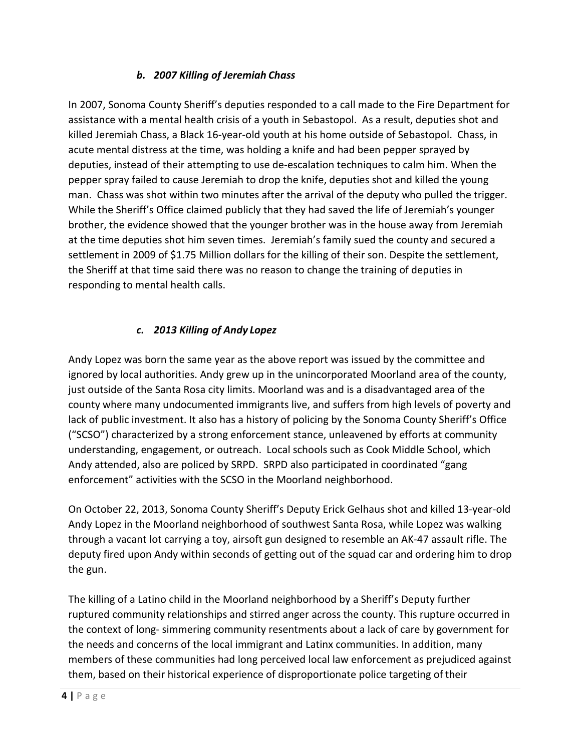### *b. 2007 Killing of Jeremiah Chass*

In 2007, Sonoma County Sheriff's deputies responded to a call made to the Fire Department for assistance with a mental health crisis of a youth in Sebastopol. As a result, deputies shot and killed Jeremiah Chass, a Black 16-year-old youth at his home outside of Sebastopol. Chass, in acute mental distress at the time, was holding a knife and had been pepper sprayed by deputies, instead of their attempting to use de-escalation techniques to calm him. When the pepper spray failed to cause Jeremiah to drop the knife, deputies shot and killed the young man. Chass was shot within two minutes after the arrival of the deputy who pulled the trigger. While the Sheriff's Office claimed publicly that they had saved the life of Jeremiah's younger brother, the evidence showed that the younger brother was in the house away from Jeremiah at the time deputies shot him seven times. Jeremiah's family sued the county and secured a settlement in 2009 of $1.75 Million dollars for the killing of their son. Despite the settlement, the Sheriff at that time said there was no reason to change the training of deputies in responding to mental health calls.

### *c. 2013 Killing of Andy Lopez*

Andy Lopez was born the same year as the above report was issued by the committee and ignored by local authorities. Andy grew up in the unincorporated Moorland area of the county, just outside of the Santa Rosa city limits. Moorland was and is a disadvantaged area of the county where many undocumented immigrants live, and suffers from high levels of poverty and lack of public investment. It also has a history of policing by the Sonoma County Sheriff's Office ("SCSO") characterized by a strong enforcement stance, unleavened by efforts at community understanding, engagement, or outreach. Local schools such as Cook Middle School, which Andy attended, also are policed by SRPD. SRPD also participated in coordinated "gang enforcement" activities with the SCSO in the Moorland neighborhood.

On October 22, 2013, Sonoma County Sheriff's Deputy Erick Gelhaus shot and killed 13-year-old Andy Lopez in the Moorland neighborhood of southwest Santa Rosa, while Lopez was walking through a vacant lot carrying a toy, airsoft gun designed to resemble an AK-47 assault rifle. The deputy fired upon Andy within seconds of getting out of the squad car and ordering him to drop the gun.

The killing of a Latino child in the Moorland neighborhood by a Sheriff's Deputy further ruptured community relationships and stirred anger across the county. This rupture occurred in the context of long- simmering community resentments about a lack of care by government for the needs and concerns of the local immigrant and Latinx communities. In addition, many members of these communities had long perceived local law enforcement as prejudiced against them, based on their historical experience of disproportionate police targeting of their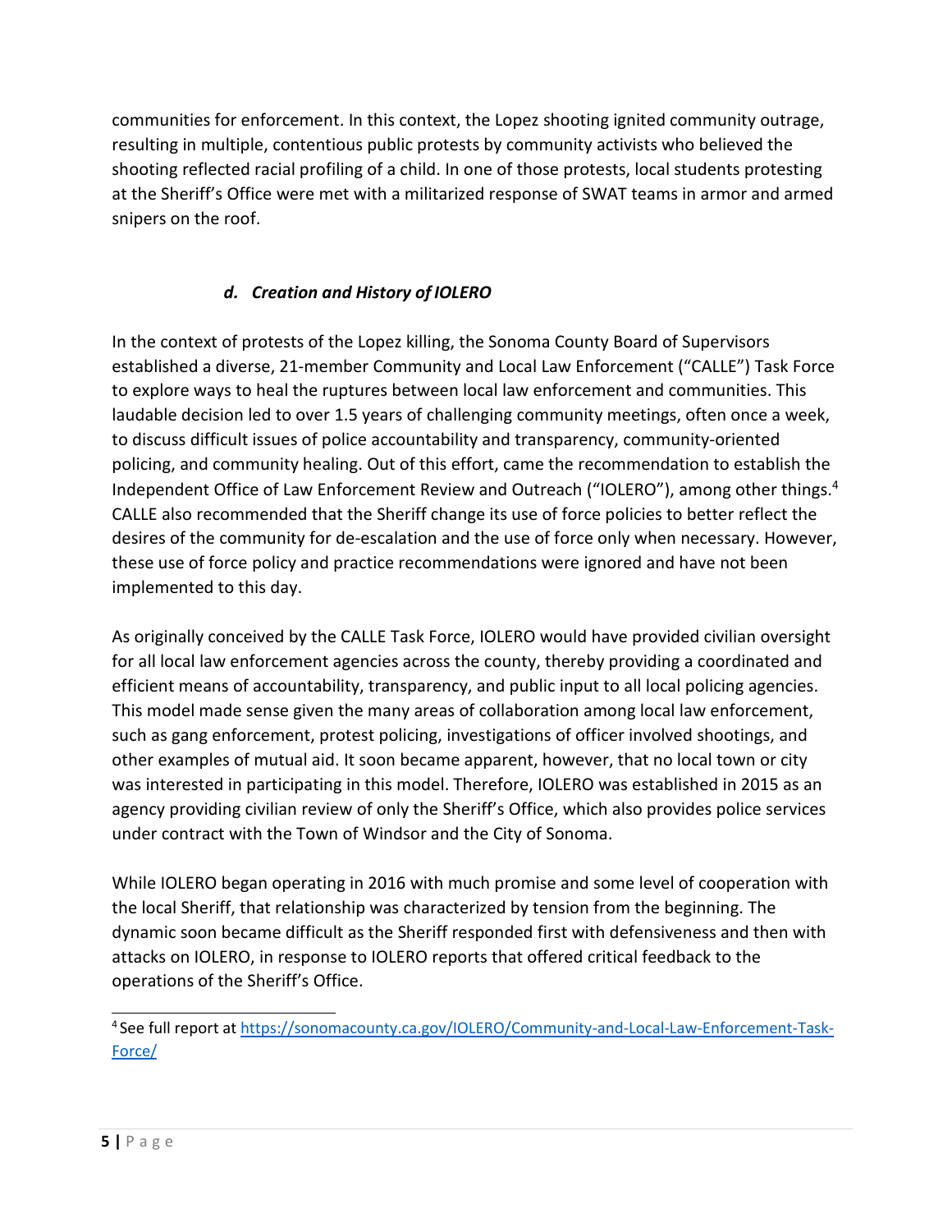communities for enforcement. In this context, the Lopez shooting ignited community outrage, resulting in multiple, contentious public protests by community activists who believed the shooting reflected racial profiling of a child. In one of those protests, local students protesting at the Sheriff's Office were met with a militarized response of SWAT teams in armor and armed snipers on the roof.

### *d. Creation and History of IOLERO*

In the context of protests of the Lopez killing, the Sonoma County Board of Supervisors established a diverse, 21-member Community and Local Law Enforcement ("CALLE") Task Force to explore ways to heal the ruptures between local law enforcement and communities. This laudable decision led to over 1.5 years of challenging community meetings, often once a week, to discuss difficult issues of police accountability and transparency, community-oriented policing, and community healing. Out of this effort, came the recommendation to establish the Independent Office of Law Enforcement Review and Outreach ("IOLERO"), among other things.[4] CALLE also recommended that the Sheriff change its use of force policies to better reflect the desires of the community for de-escalation and the use of force only when necessary. However, these use of force policy and practice recommendations were ignored and have not been implemented to this day.

As originally conceived by the CALLE Task Force, IOLERO would have provided civilian oversight for all local law enforcement agencies across the county, thereby providing a coordinated and efficient means of accountability, transparency, and public input to all local policing agencies. This model made sense given the many areas of collaboration among local law enforcement, such as gang enforcement, protest policing, investigations of officer involved shootings, and other examples of mutual aid. It soon became apparent, however, that no local town or city was interested in participating in this model. Therefore, IOLERO was established in 2015 as an agency providing civilian review of only the Sheriff's Office, which also provides police services under contract with the Town of Windsor and the City of Sonoma.

While IOLERO began operating in 2016 with much promise and some level of cooperation with the local Sheriff, that relationship was characterized by tension from the beginning. The dynamic soon became difficult as the Sheriff responded first with defensiveness and then with attacks on IOLERO, in response to IOLERO reports that offered critical feedback to the operations of the Sheriff's Office.

---

[4] See full report at https://sonomacounty.ca.gov/IOLERO/Community-and-Local-Law-Enforcement-Task-Force/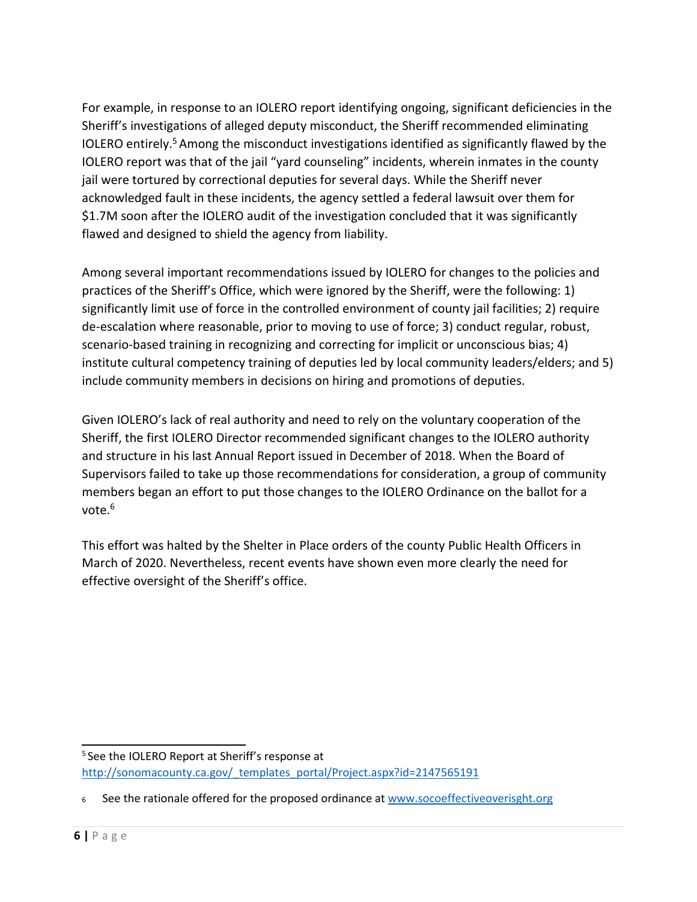For example, in response to an IOLERO report identifying ongoing, significant deficiencies in the Sheriff's investigations of alleged deputy misconduct, the Sheriff recommended eliminating IOLERO entirely.[5] Among the misconduct investigations identified as significantly flawed by the IOLERO report was that of the jail "yard counseling" incidents, wherein inmates in the county jail were tortured by correctional deputies for several days. While the Sheriff never acknowledged fault in these incidents, the agency settled a federal lawsuit over them for \$1.7M soon after the IOLERO audit of the investigation concluded that it was significantly flawed and designed to shield the agency from liability.

Among several important recommendations issued by IOLERO for changes to the policies and practices of the Sheriff's Office, which were ignored by the Sheriff, were the following: 1) significantly limit use of force in the controlled environment of county jail facilities; 2) require de-escalation where reasonable, prior to moving to use of force; 3) conduct regular, robust, scenario-based training in recognizing and correcting for implicit or unconscious bias; 4) institute cultural competency training of deputies led by local community leaders/elders; and 5) include community members in decisions on hiring and promotions of deputies.

Given IOLERO's lack of real authority and need to rely on the voluntary cooperation of the Sheriff, the first IOLERO Director recommended significant changes to the IOLERO authority and structure in his last Annual Report issued in December of 2018. When the Board of Supervisors failed to take up those recommendations for consideration, a group of community members began an effort to put those changes to the IOLERO Ordinance on the ballot for a vote.[6]

This effort was halted by the Shelter in Place orders of the county Public Health Officers in March of 2020. Nevertheless, recent events have shown even more clearly the need for effective oversight of the Sheriff's office.

---

[5] See the IOLERO Report at Sheriff's response at http://sonomacounty.ca.gov/_templates_portal/Project.aspx?id=2147565191

[6] See the rationale offered for the proposed ordinance at www.socoeffectiveoverisght.org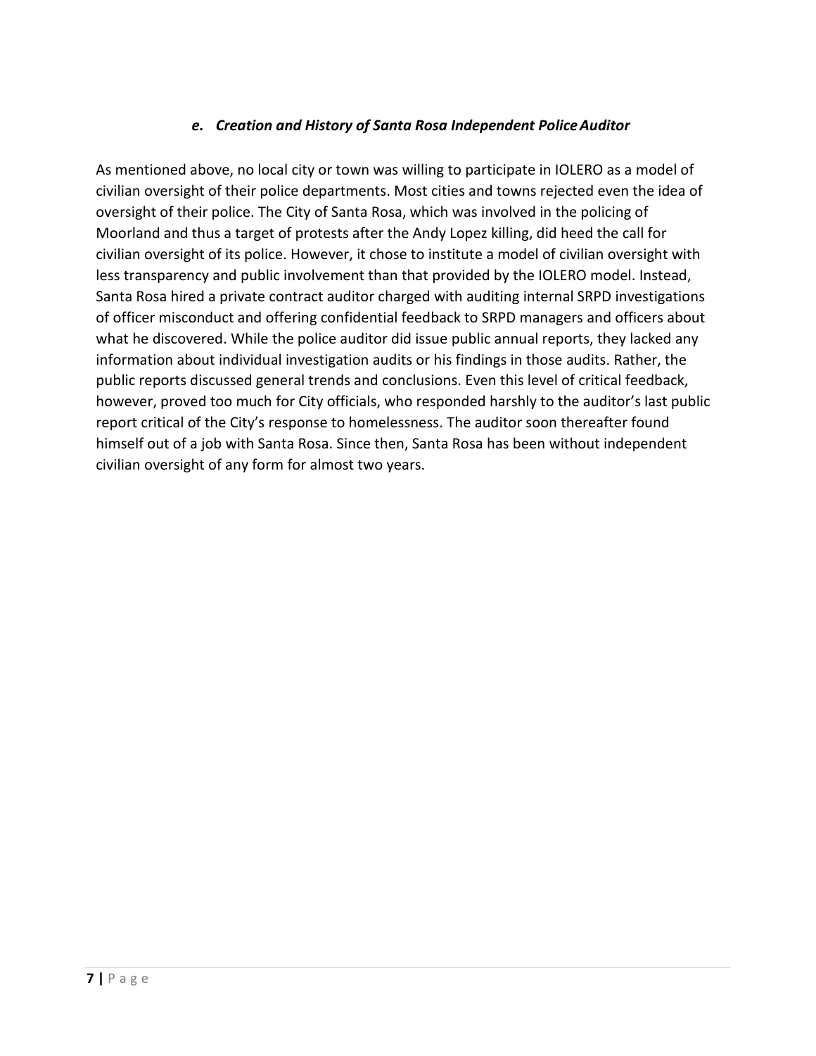### *e. Creation and History of Santa Rosa Independent Police Auditor*

As mentioned above, no local city or town was willing to participate in IOLERO as a model of civilian oversight of their police departments. Most cities and towns rejected even the idea of oversight of their police. The City of Santa Rosa, which was involved in the policing of Moorland and thus a target of protests after the Andy Lopez killing, did heed the call for civilian oversight of its police. However, it chose to institute a model of civilian oversight with less transparency and public involvement than that provided by the IOLERO model. Instead, Santa Rosa hired a private contract auditor charged with auditing internal SRPD investigations of officer misconduct and offering confidential feedback to SRPD managers and officers about what he discovered. While the police auditor did issue public annual reports, they lacked any information about individual investigation audits or his findings in those audits. Rather, the public reports discussed general trends and conclusions. Even this level of critical feedback, however, proved too much for City officials, who responded harshly to the auditor's last public report critical of the City's response to homelessness. The auditor soon thereafter found himself out of a job with Santa Rosa. Since then, Santa Rosa has been without independent civilian oversight of any form for almost two years.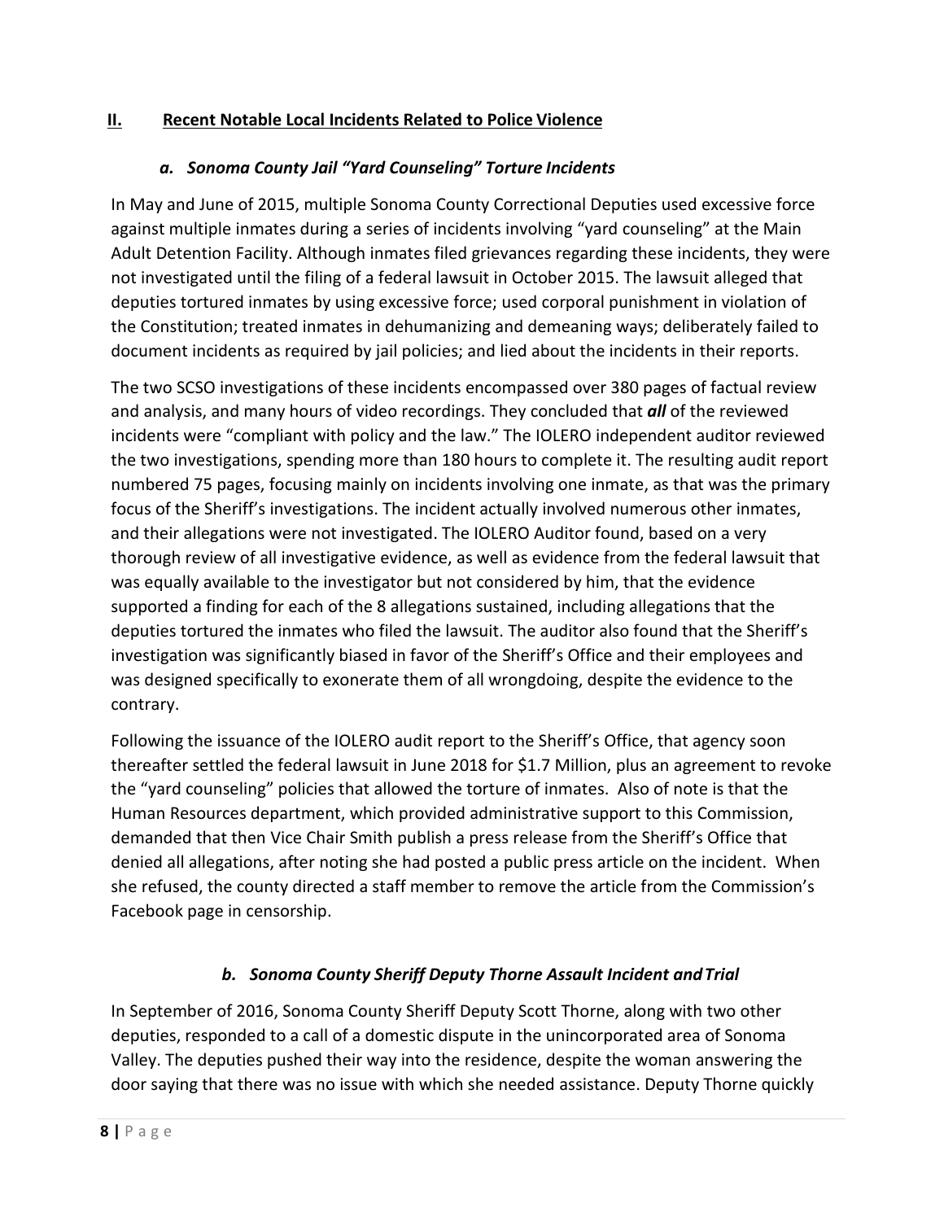## II. Recent Notable Local Incidents Related to Police Violence

### *a. Sonoma County Jail "Yard Counseling" Torture Incidents*

In May and June of 2015, multiple Sonoma County Correctional Deputies used excessive force against multiple inmates during a series of incidents involving "yard counseling" at the Main Adult Detention Facility. Although inmates filed grievances regarding these incidents, they were not investigated until the filing of a federal lawsuit in October 2015. The lawsuit alleged that deputies tortured inmates by using excessive force; used corporal punishment in violation of the Constitution; treated inmates in dehumanizing and demeaning ways; deliberately failed to document incidents as required by jail policies; and lied about the incidents in their reports.

The two SCSO investigations of these incidents encompassed over 380 pages of factual review and analysis, and many hours of video recordings. They concluded that ***all*** of the reviewed incidents were "compliant with policy and the law." The IOLERO independent auditor reviewed the two investigations, spending more than 180 hours to complete it. The resulting audit report numbered 75 pages, focusing mainly on incidents involving one inmate, as that was the primary focus of the Sheriff's investigations. The incident actually involved numerous other inmates, and their allegations were not investigated. The IOLERO Auditor found, based on a very thorough review of all investigative evidence, as well as evidence from the federal lawsuit that was equally available to the investigator but not considered by him, that the evidence supported a finding for each of the 8 allegations sustained, including allegations that the deputies tortured the inmates who filed the lawsuit. The auditor also found that the Sheriff's investigation was significantly biased in favor of the Sheriff's Office and their employees and was designed specifically to exonerate them of all wrongdoing, despite the evidence to the contrary.

Following the issuance of the IOLERO audit report to the Sheriff's Office, that agency soon thereafter settled the federal lawsuit in June 2018 for $1.7 Million, plus an agreement to revoke the "yard counseling" policies that allowed the torture of inmates. Also of note is that the Human Resources department, which provided administrative support to this Commission, demanded that then Vice Chair Smith publish a press release from the Sheriff's Office that denied all allegations, after noting she had posted a public press article on the incident. When she refused, the county directed a staff member to remove the article from the Commission's Facebook page in censorship.

### *b. Sonoma County Sheriff Deputy Thorne Assault Incident and Trial*

In September of 2016, Sonoma County Sheriff Deputy Scott Thorne, along with two other deputies, responded to a call of a domestic dispute in the unincorporated area of Sonoma Valley. The deputies pushed their way into the residence, despite the woman answering the door saying that there was no issue with which she needed assistance. Deputy Thorne quickly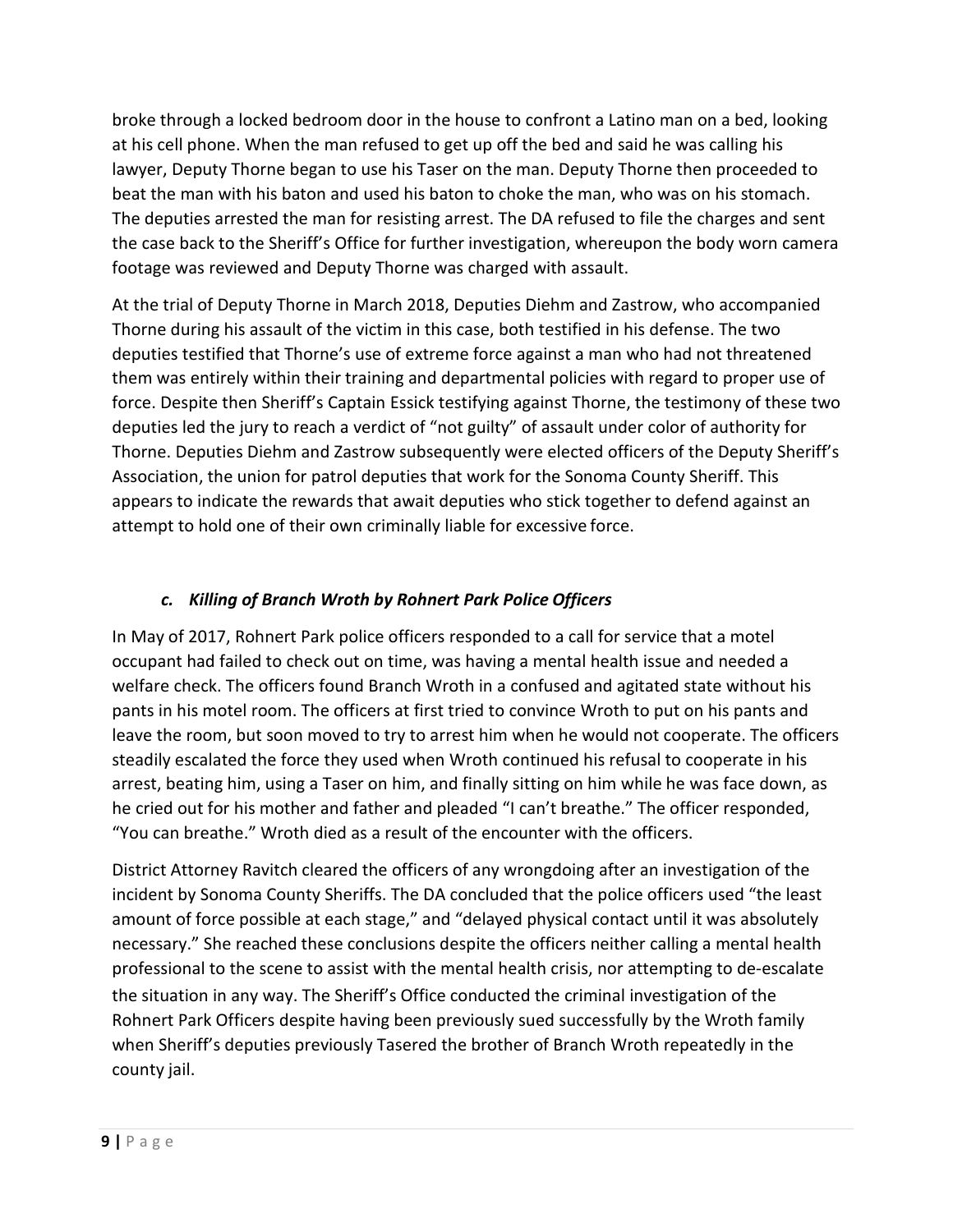broke through a locked bedroom door in the house to confront a Latino man on a bed, looking at his cell phone. When the man refused to get up off the bed and said he was calling his lawyer, Deputy Thorne began to use his Taser on the man. Deputy Thorne then proceeded to beat the man with his baton and used his baton to choke the man, who was on his stomach. The deputies arrested the man for resisting arrest. The DA refused to file the charges and sent the case back to the Sheriff's Office for further investigation, whereupon the body worn camera footage was reviewed and Deputy Thorne was charged with assault.

At the trial of Deputy Thorne in March 2018, Deputies Diehm and Zastrow, who accompanied Thorne during his assault of the victim in this case, both testified in his defense. The two deputies testified that Thorne's use of extreme force against a man who had not threatened them was entirely within their training and departmental policies with regard to proper use of force. Despite then Sheriff's Captain Essick testifying against Thorne, the testimony of these two deputies led the jury to reach a verdict of "not guilty" of assault under color of authority for Thorne. Deputies Diehm and Zastrow subsequently were elected officers of the Deputy Sheriff's Association, the union for patrol deputies that work for the Sonoma County Sheriff. This appears to indicate the rewards that await deputies who stick together to defend against an attempt to hold one of their own criminally liable for excessive force.

### *c. Killing of Branch Wroth by Rohnert Park Police Officers*

In May of 2017, Rohnert Park police officers responded to a call for service that a motel occupant had failed to check out on time, was having a mental health issue and needed a welfare check. The officers found Branch Wroth in a confused and agitated state without his pants in his motel room. The officers at first tried to convince Wroth to put on his pants and leave the room, but soon moved to try to arrest him when he would not cooperate. The officers steadily escalated the force they used when Wroth continued his refusal to cooperate in his arrest, beating him, using a Taser on him, and finally sitting on him while he was face down, as he cried out for his mother and father and pleaded "I can't breathe." The officer responded, "You can breathe." Wroth died as a result of the encounter with the officers.

District Attorney Ravitch cleared the officers of any wrongdoing after an investigation of the incident by Sonoma County Sheriffs. The DA concluded that the police officers used "the least amount of force possible at each stage," and "delayed physical contact until it was absolutely necessary." She reached these conclusions despite the officers neither calling a mental health professional to the scene to assist with the mental health crisis, nor attempting to de-escalate the situation in any way. The Sheriff's Office conducted the criminal investigation of the Rohnert Park Officers despite having been previously sued successfully by the Wroth family when Sheriff's deputies previously Tasered the brother of Branch Wroth repeatedly in the county jail.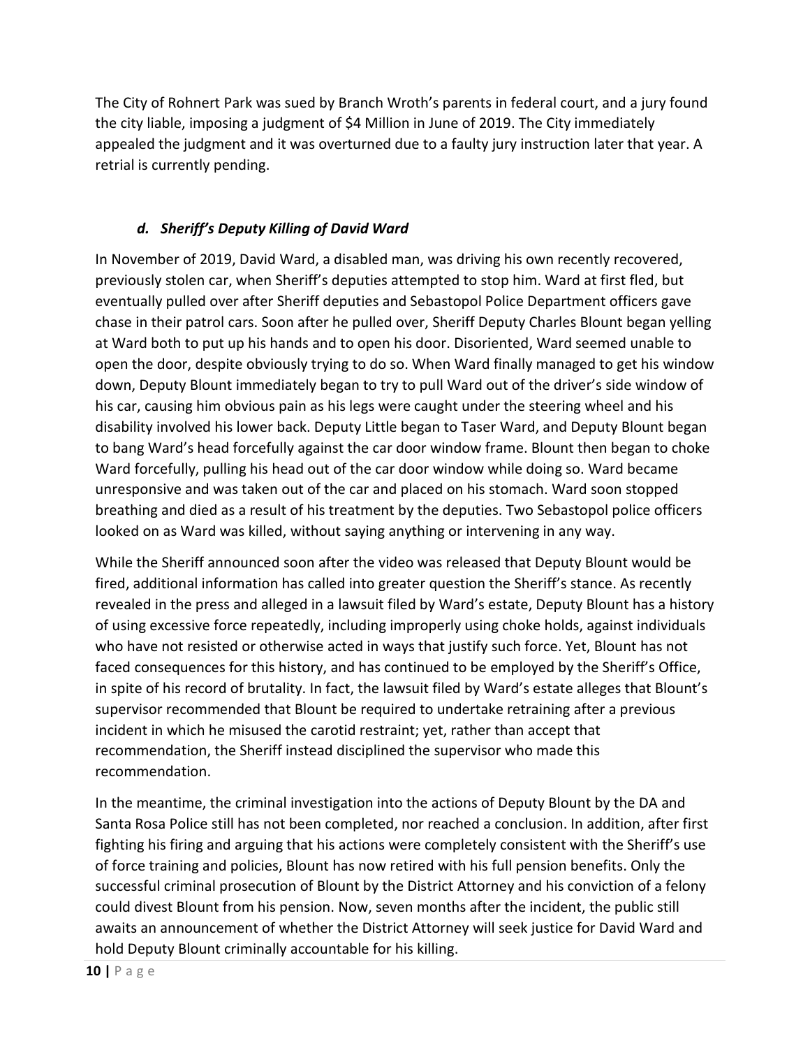The City of Rohnert Park was sued by Branch Wroth's parents in federal court, and a jury found the city liable, imposing a judgment of $4 Million in June of 2019. The City immediately appealed the judgment and it was overturned due to a faulty jury instruction later that year. A retrial is currently pending.

### *d. Sheriff's Deputy Killing of David Ward*

In November of 2019, David Ward, a disabled man, was driving his own recently recovered, previously stolen car, when Sheriff's deputies attempted to stop him. Ward at first fled, but eventually pulled over after Sheriff deputies and Sebastopol Police Department officers gave chase in their patrol cars. Soon after he pulled over, Sheriff Deputy Charles Blount began yelling at Ward both to put up his hands and to open his door. Disoriented, Ward seemed unable to open the door, despite obviously trying to do so. When Ward finally managed to get his window down, Deputy Blount immediately began to try to pull Ward out of the driver's side window of his car, causing him obvious pain as his legs were caught under the steering wheel and his disability involved his lower back. Deputy Little began to Taser Ward, and Deputy Blount began to bang Ward's head forcefully against the car door window frame. Blount then began to choke Ward forcefully, pulling his head out of the car door window while doing so. Ward became unresponsive and was taken out of the car and placed on his stomach. Ward soon stopped breathing and died as a result of his treatment by the deputies. Two Sebastopol police officers looked on as Ward was killed, without saying anything or intervening in any way.

While the Sheriff announced soon after the video was released that Deputy Blount would be fired, additional information has called into greater question the Sheriff's stance. As recently revealed in the press and alleged in a lawsuit filed by Ward's estate, Deputy Blount has a history of using excessive force repeatedly, including improperly using choke holds, against individuals who have not resisted or otherwise acted in ways that justify such force. Yet, Blount has not faced consequences for this history, and has continued to be employed by the Sheriff's Office, in spite of his record of brutality. In fact, the lawsuit filed by Ward's estate alleges that Blount's supervisor recommended that Blount be required to undertake retraining after a previous incident in which he misused the carotid restraint; yet, rather than accept that recommendation, the Sheriff instead disciplined the supervisor who made this recommendation.

In the meantime, the criminal investigation into the actions of Deputy Blount by the DA and Santa Rosa Police still has not been completed, nor reached a conclusion. In addition, after first fighting his firing and arguing that his actions were completely consistent with the Sheriff's use of force training and policies, Blount has now retired with his full pension benefits. Only the successful criminal prosecution of Blount by the District Attorney and his conviction of a felony could divest Blount from his pension. Now, seven months after the incident, the public still awaits an announcement of whether the District Attorney will seek justice for David Ward and hold Deputy Blount criminally accountable for his killing.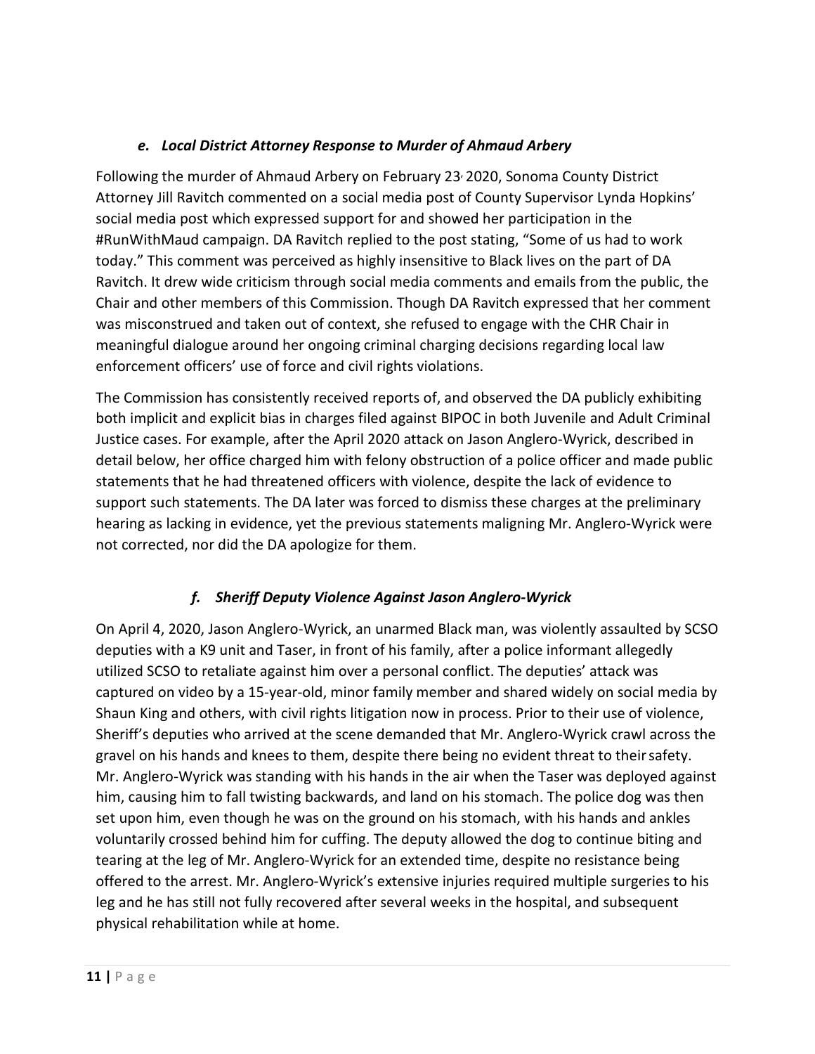### *e. Local District Attorney Response to Murder of Ahmaud Arbery*

Following the murder of Ahmaud Arbery on February 23, 2020, Sonoma County District Attorney Jill Ravitch commented on a social media post of County Supervisor Lynda Hopkins' social media post which expressed support for and showed her participation in the #RunWithMaud campaign. DA Ravitch replied to the post stating, "Some of us had to work today." This comment was perceived as highly insensitive to Black lives on the part of DA Ravitch. It drew wide criticism through social media comments and emails from the public, the Chair and other members of this Commission. Though DA Ravitch expressed that her comment was misconstrued and taken out of context, she refused to engage with the CHR Chair in meaningful dialogue around her ongoing criminal charging decisions regarding local law enforcement officers' use of force and civil rights violations.

The Commission has consistently received reports of, and observed the DA publicly exhibiting both implicit and explicit bias in charges filed against BIPOC in both Juvenile and Adult Criminal Justice cases. For example, after the April 2020 attack on Jason Anglero-Wyrick, described in detail below, her office charged him with felony obstruction of a police officer and made public statements that he had threatened officers with violence, despite the lack of evidence to support such statements. The DA later was forced to dismiss these charges at the preliminary hearing as lacking in evidence, yet the previous statements maligning Mr. Anglero-Wyrick were not corrected, nor did the DA apologize for them.

### *f. Sheriff Deputy Violence Against Jason Anglero-Wyrick*

On April 4, 2020, Jason Anglero-Wyrick, an unarmed Black man, was violently assaulted by SCSO deputies with a K9 unit and Taser, in front of his family, after a police informant allegedly utilized SCSO to retaliate against him over a personal conflict. The deputies' attack was captured on video by a 15-year-old, minor family member and shared widely on social media by Shaun King and others, with civil rights litigation now in process. Prior to their use of violence, Sheriff's deputies who arrived at the scene demanded that Mr. Anglero-Wyrick crawl across the gravel on his hands and knees to them, despite there being no evident threat to their safety. Mr. Anglero-Wyrick was standing with his hands in the air when the Taser was deployed against him, causing him to fall twisting backwards, and land on his stomach. The police dog was then set upon him, even though he was on the ground on his stomach, with his hands and ankles voluntarily crossed behind him for cuffing. The deputy allowed the dog to continue biting and tearing at the leg of Mr. Anglero-Wyrick for an extended time, despite no resistance being offered to the arrest. Mr. Anglero-Wyrick's extensive injuries required multiple surgeries to his leg and he has still not fully recovered after several weeks in the hospital, and subsequent physical rehabilitation while at home.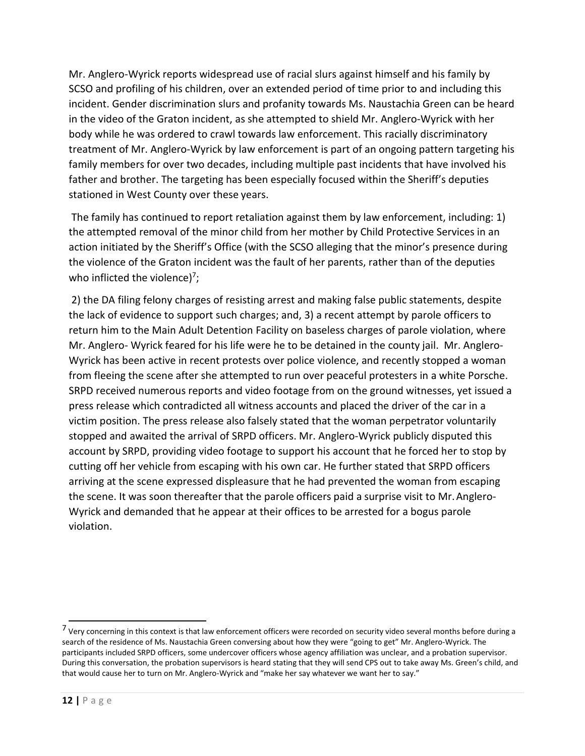Mr. Anglero-Wyrick reports widespread use of racial slurs against himself and his family by SCSO and profiling of his children, over an extended period of time prior to and including this incident. Gender discrimination slurs and profanity towards Ms. Naustachia Green can be heard in the video of the Graton incident, as she attempted to shield Mr. Anglero-Wyrick with her body while he was ordered to crawl towards law enforcement. This racially discriminatory treatment of Mr. Anglero-Wyrick by law enforcement is part of an ongoing pattern targeting his family members for over two decades, including multiple past incidents that have involved his father and brother. The targeting has been especially focused within the Sheriff's deputies stationed in West County over these years.

The family has continued to report retaliation against them by law enforcement, including: 1) the attempted removal of the minor child from her mother by Child Protective Services in an action initiated by the Sheriff's Office (with the SCSO alleging that the minor's presence during the violence of the Graton incident was the fault of her parents, rather than of the deputies who inflicted the violence)[7];

2) the DA filing felony charges of resisting arrest and making false public statements, despite the lack of evidence to support such charges; and, 3) a recent attempt by parole officers to return him to the Main Adult Detention Facility on baseless charges of parole violation, where Mr. Anglero- Wyrick feared for his life were he to be detained in the county jail. Mr. Anglero-Wyrick has been active in recent protests over police violence, and recently stopped a woman from fleeing the scene after she attempted to run over peaceful protesters in a white Porsche. SRPD received numerous reports and video footage from on the ground witnesses, yet issued a press release which contradicted all witness accounts and placed the driver of the car in a victim position. The press release also falsely stated that the woman perpetrator voluntarily stopped and awaited the arrival of SRPD officers. Mr. Anglero-Wyrick publicly disputed this account by SRPD, providing video footage to support his account that he forced her to stop by cutting off her vehicle from escaping with his own car. He further stated that SRPD officers arriving at the scene expressed displeasure that he had prevented the woman from escaping the scene. It was soon thereafter that the parole officers paid a surprise visit to Mr. Anglero-Wyrick and demanded that he appear at their offices to be arrested for a bogus parole violation.

---

[7] Very concerning in this context is that law enforcement officers were recorded on security video several months before during a search of the residence of Ms. Naustachia Green conversing about how they were "going to get" Mr. Anglero-Wyrick. The participants included SRPD officers, some undercover officers whose agency affiliation was unclear, and a probation supervisor. During this conversation, the probation supervisors is heard stating that they will send CPS out to take away Ms. Green's child, and that would cause her to turn on Mr. Anglero-Wyrick and "make her say whatever we want her to say."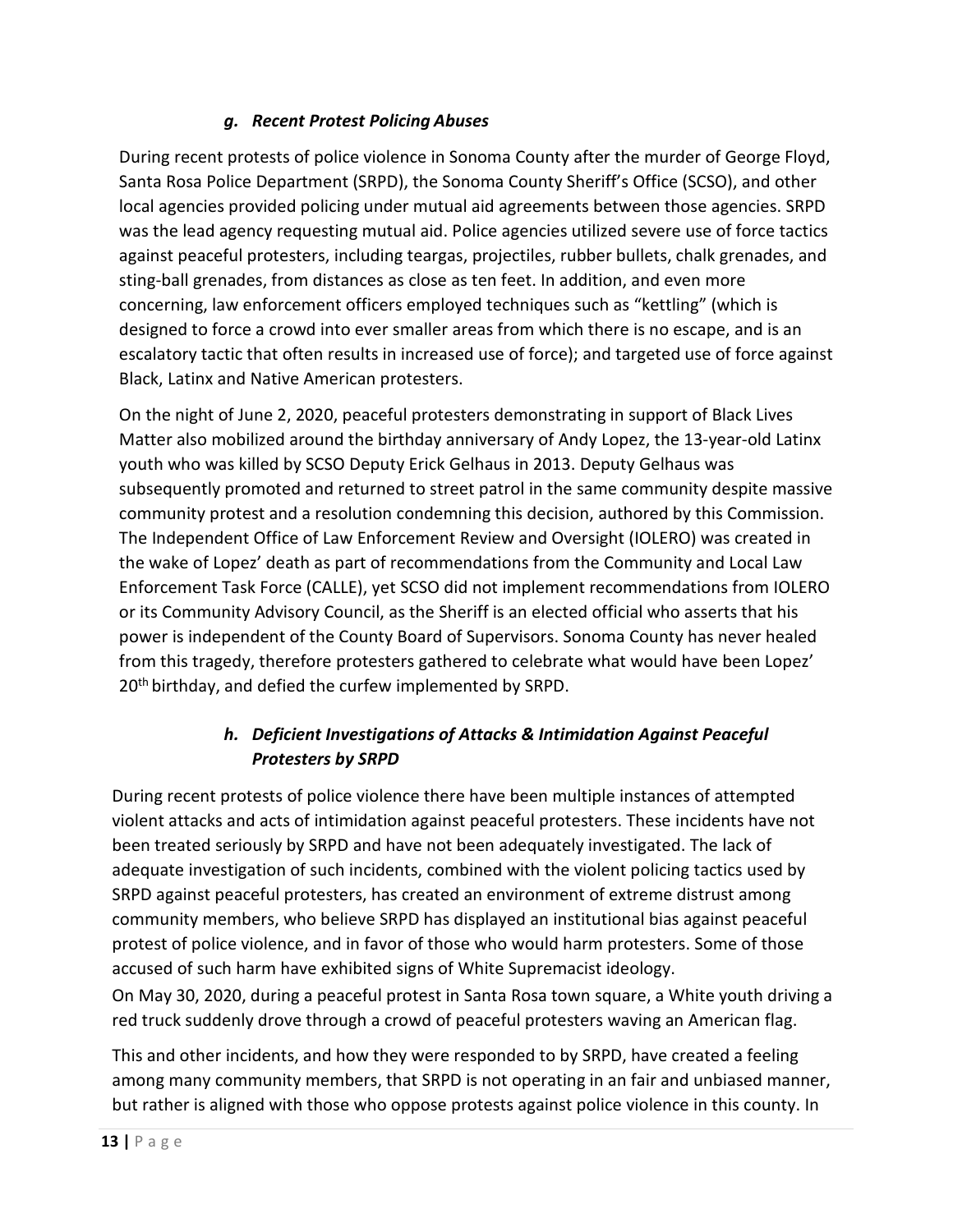### *g. Recent Protest Policing Abuses*

During recent protests of police violence in Sonoma County after the murder of George Floyd, Santa Rosa Police Department (SRPD), the Sonoma County Sheriff's Office (SCSO), and other local agencies provided policing under mutual aid agreements between those agencies. SRPD was the lead agency requesting mutual aid. Police agencies utilized severe use of force tactics against peaceful protesters, including teargas, projectiles, rubber bullets, chalk grenades, and sting-ball grenades, from distances as close as ten feet. In addition, and even more concerning, law enforcement officers employed techniques such as "kettling" (which is designed to force a crowd into ever smaller areas from which there is no escape, and is an escalatory tactic that often results in increased use of force); and targeted use of force against Black, Latinx and Native American protesters.

On the night of June 2, 2020, peaceful protesters demonstrating in support of Black Lives Matter also mobilized around the birthday anniversary of Andy Lopez, the 13-year-old Latinx youth who was killed by SCSO Deputy Erick Gelhaus in 2013. Deputy Gelhaus was subsequently promoted and returned to street patrol in the same community despite massive community protest and a resolution condemning this decision, authored by this Commission. The Independent Office of Law Enforcement Review and Oversight (IOLERO) was created in the wake of Lopez' death as part of recommendations from the Community and Local Law Enforcement Task Force (CALLE), yet SCSO did not implement recommendations from IOLERO or its Community Advisory Council, as the Sheriff is an elected official who asserts that his power is independent of the County Board of Supervisors. Sonoma County has never healed from this tragedy, therefore protesters gathered to celebrate what would have been Lopez' 20th birthday, and defied the curfew implemented by SRPD.

### *h. Deficient Investigations of Attacks & Intimidation Against Peaceful Protesters by SRPD*

During recent protests of police violence there have been multiple instances of attempted violent attacks and acts of intimidation against peaceful protesters. These incidents have not been treated seriously by SRPD and have not been adequately investigated. The lack of adequate investigation of such incidents, combined with the violent policing tactics used by SRPD against peaceful protesters, has created an environment of extreme distrust among community members, who believe SRPD has displayed an institutional bias against peaceful protest of police violence, and in favor of those who would harm protesters. Some of those accused of such harm have exhibited signs of White Supremacist ideology.

On May 30, 2020, during a peaceful protest in Santa Rosa town square, a White youth driving a red truck suddenly drove through a crowd of peaceful protesters waving an American flag.

This and other incidents, and how they were responded to by SRPD, have created a feeling among many community members, that SRPD is not operating in an fair and unbiased manner, but rather is aligned with those who oppose protests against police violence in this county. In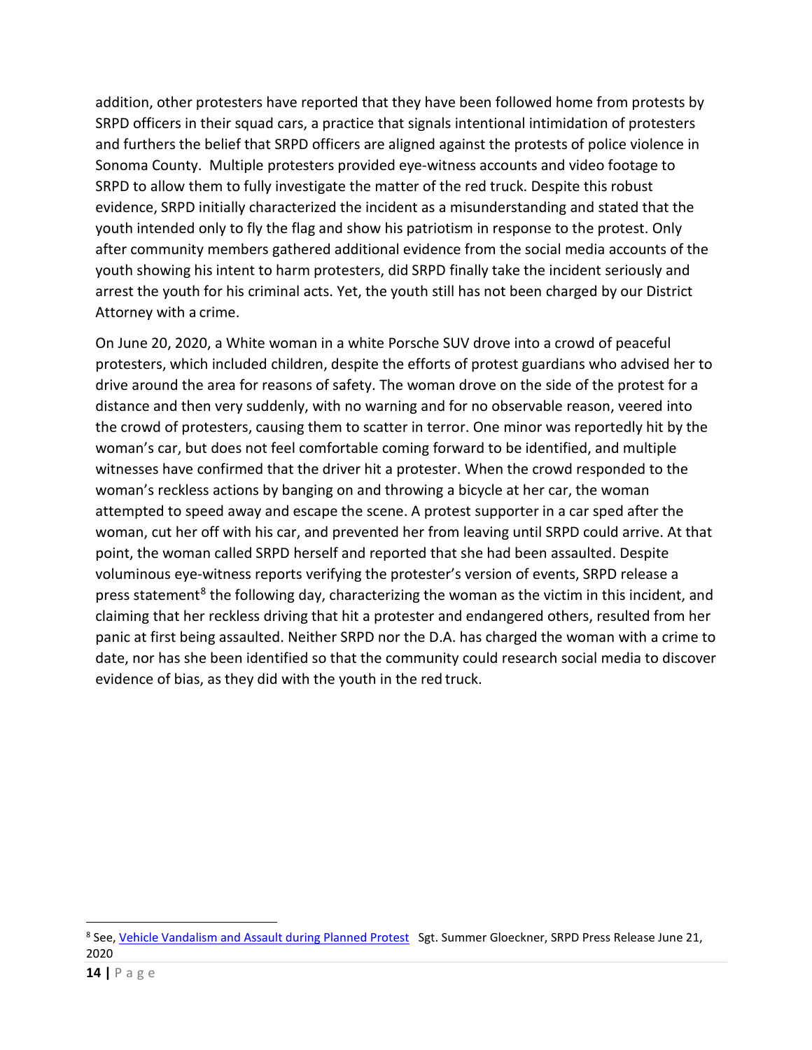addition, other protesters have reported that they have been followed home from protests by SRPD officers in their squad cars, a practice that signals intentional intimidation of protesters and furthers the belief that SRPD officers are aligned against the protests of police violence in Sonoma County. Multiple protesters provided eye-witness accounts and video footage to SRPD to allow them to fully investigate the matter of the red truck. Despite this robust evidence, SRPD initially characterized the incident as a misunderstanding and stated that the youth intended only to fly the flag and show his patriotism in response to the protest. Only after community members gathered additional evidence from the social media accounts of the youth showing his intent to harm protesters, did SRPD finally take the incident seriously and arrest the youth for his criminal acts. Yet, the youth still has not been charged by our District Attorney with a crime.

On June 20, 2020, a White woman in a white Porsche SUV drove into a crowd of peaceful protesters, which included children, despite the efforts of protest guardians who advised her to drive around the area for reasons of safety. The woman drove on the side of the protest for a distance and then very suddenly, with no warning and for no observable reason, veered into the crowd of protesters, causing them to scatter in terror. One minor was reportedly hit by the woman's car, but does not feel comfortable coming forward to be identified, and multiple witnesses have confirmed that the driver hit a protester. When the crowd responded to the woman's reckless actions by banging on and throwing a bicycle at her car, the woman attempted to speed away and escape the scene. A protest supporter in a car sped after the woman, cut her off with his car, and prevented her from leaving until SRPD could arrive. At that point, the woman called SRPD herself and reported that she had been assaulted. Despite voluminous eye-witness reports verifying the protester's version of events, SRPD release a press statement[8] the following day, characterizing the woman as the victim in this incident, and claiming that her reckless driving that hit a protester and endangered others, resulted from her panic at first being assaulted. Neither SRPD nor the D.A. has charged the woman with a crime to date, nor has she been identified so that the community could research social media to discover evidence of bias, as they did with the youth in the red truck.

---

[8] See, [Vehicle Vandalism and Assault during Planned Protest] Sgt. Summer Gloeckner, SRPD Press Release June 21, 2020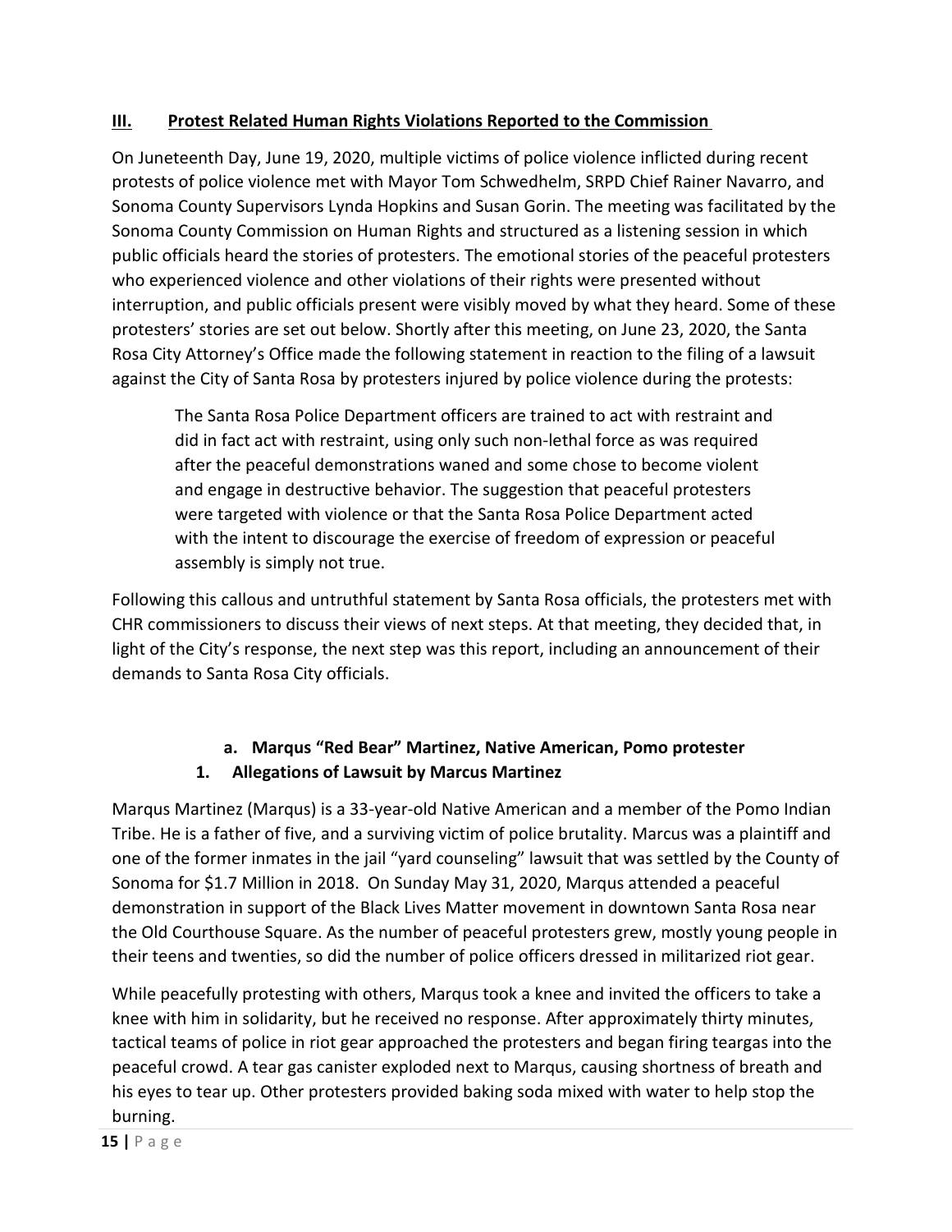## III. Protest Related Human Rights Violations Reported to the Commission

On Juneteenth Day, June 19, 2020, multiple victims of police violence inflicted during recent protests of police violence met with Mayor Tom Schwedhelm, SRPD Chief Rainer Navarro, and Sonoma County Supervisors Lynda Hopkins and Susan Gorin. The meeting was facilitated by the Sonoma County Commission on Human Rights and structured as a listening session in which public officials heard the stories of protesters. The emotional stories of the peaceful protesters who experienced violence and other violations of their rights were presented without interruption, and public officials present were visibly moved by what they heard. Some of these protesters' stories are set out below. Shortly after this meeting, on June 23, 2020, the Santa Rosa City Attorney's Office made the following statement in reaction to the filing of a lawsuit against the City of Santa Rosa by protesters injured by police violence during the protests:

> The Santa Rosa Police Department officers are trained to act with restraint and did in fact act with restraint, using only such non-lethal force as was required after the peaceful demonstrations waned and some chose to become violent and engage in destructive behavior. The suggestion that peaceful protesters were targeted with violence or that the Santa Rosa Police Department acted with the intent to discourage the exercise of freedom of expression or peaceful assembly is simply not true.

Following this callous and untruthful statement by Santa Rosa officials, the protesters met with CHR commissioners to discuss their views of next steps. At that meeting, they decided that, in light of the City's response, the next step was this report, including an announcement of their demands to Santa Rosa City officials.

### a. Marqus "Red Bear" Martinez, Native American, Pomo protester

#### 1. Allegations of Lawsuit by Marcus Martinez

Marqus Martinez (Marqus) is a 33-year-old Native American and a member of the Pomo Indian Tribe. He is a father of five, and a surviving victim of police brutality. Marcus was a plaintiff and one of the former inmates in the jail "yard counseling" lawsuit that was settled by the County of Sonoma for $1.7 Million in 2018. On Sunday May 31, 2020, Marqus attended a peaceful demonstration in support of the Black Lives Matter movement in downtown Santa Rosa near the Old Courthouse Square. As the number of peaceful protesters grew, mostly young people in their teens and twenties, so did the number of police officers dressed in militarized riot gear.

While peacefully protesting with others, Marqus took a knee and invited the officers to take a knee with him in solidarity, but he received no response. After approximately thirty minutes, tactical teams of police in riot gear approached the protesters and began firing teargas into the peaceful crowd. A tear gas canister exploded next to Marqus, causing shortness of breath and his eyes to tear up. Other protesters provided baking soda mixed with water to help stop the burning.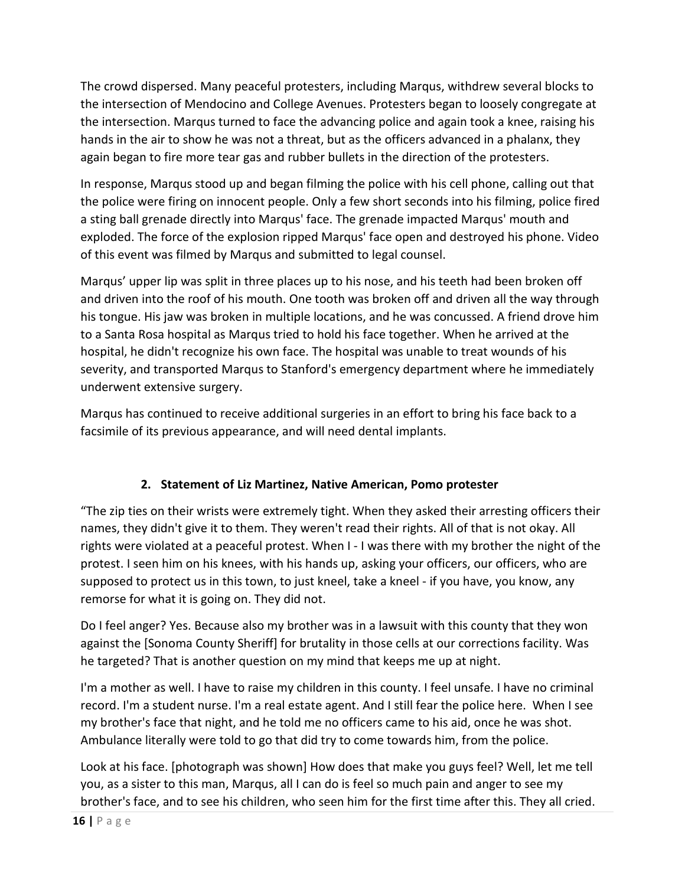The crowd dispersed. Many peaceful protesters, including Marqus, withdrew several blocks to the intersection of Mendocino and College Avenues. Protesters began to loosely congregate at the intersection. Marqus turned to face the advancing police and again took a knee, raising his hands in the air to show he was not a threat, but as the officers advanced in a phalanx, they again began to fire more tear gas and rubber bullets in the direction of the protesters.

In response, Marqus stood up and began filming the police with his cell phone, calling out that the police were firing on innocent people. Only a few short seconds into his filming, police fired a sting ball grenade directly into Marqus' face. The grenade impacted Marqus' mouth and exploded. The force of the explosion ripped Marqus' face open and destroyed his phone. Video of this event was filmed by Marqus and submitted to legal counsel.

Marqus' upper lip was split in three places up to his nose, and his teeth had been broken off and driven into the roof of his mouth. One tooth was broken off and driven all the way through his tongue. His jaw was broken in multiple locations, and he was concussed. A friend drove him to a Santa Rosa hospital as Marqus tried to hold his face together. When he arrived at the hospital, he didn't recognize his own face. The hospital was unable to treat wounds of his severity, and transported Marqus to Stanford's emergency department where he immediately underwent extensive surgery.

Marqus has continued to receive additional surgeries in an effort to bring his face back to a facsimile of its previous appearance, and will need dental implants.

### 2. Statement of Liz Martinez, Native American, Pomo protester

"The zip ties on their wrists were extremely tight. When they asked their arresting officers their names, they didn't give it to them. They weren't read their rights. All of that is not okay. All rights were violated at a peaceful protest. When I - I was there with my brother the night of the protest. I seen him on his knees, with his hands up, asking your officers, our officers, who are supposed to protect us in this town, to just kneel, take a kneel - if you have, you know, any remorse for what it is going on. They did not.

Do I feel anger? Yes. Because also my brother was in a lawsuit with this county that they won against the [Sonoma County Sheriff] for brutality in those cells at our corrections facility. Was he targeted? That is another question on my mind that keeps me up at night.

I'm a mother as well. I have to raise my children in this county. I feel unsafe. I have no criminal record. I'm a student nurse. I'm a real estate agent. And I still fear the police here. When I see my brother's face that night, and he told me no officers came to his aid, once he was shot. Ambulance literally were told to go that did try to come towards him, from the police.

Look at his face. [photograph was shown] How does that make you guys feel? Well, let me tell you, as a sister to this man, Marqus, all I can do is feel so much pain and anger to see my brother's face, and to see his children, who seen him for the first time after this. They all cried.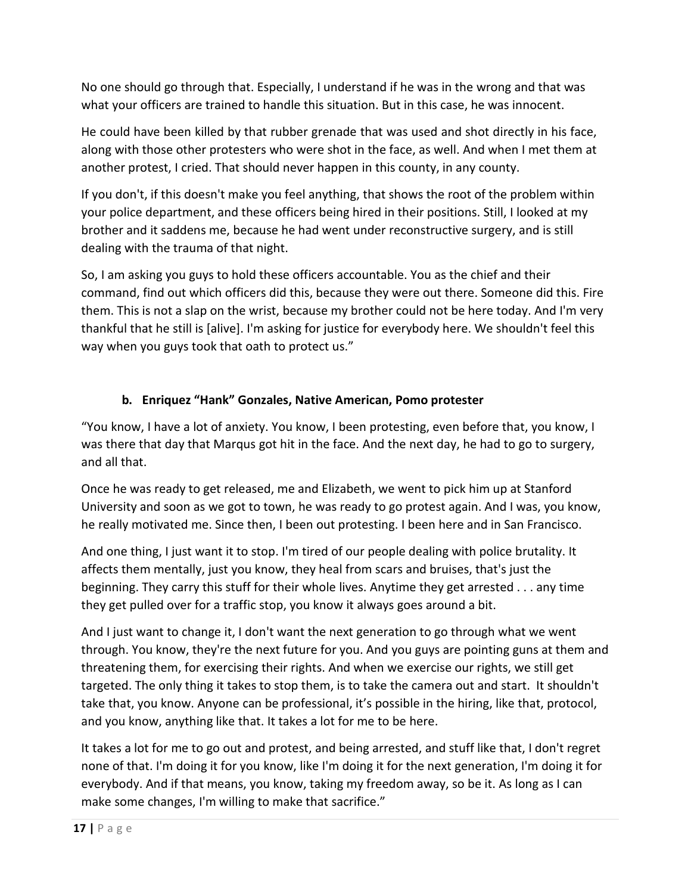No one should go through that. Especially, I understand if he was in the wrong and that was what your officers are trained to handle this situation. But in this case, he was innocent.

He could have been killed by that rubber grenade that was used and shot directly in his face, along with those other protesters who were shot in the face, as well. And when I met them at another protest, I cried. That should never happen in this county, in any county.

If you don't, if this doesn't make you feel anything, that shows the root of the problem within your police department, and these officers being hired in their positions. Still, I looked at my brother and it saddens me, because he had went under reconstructive surgery, and is still dealing with the trauma of that night.

So, I am asking you guys to hold these officers accountable. You as the chief and their command, find out which officers did this, because they were out there. Someone did this. Fire them. This is not a slap on the wrist, because my brother could not be here today. And I'm very thankful that he still is [alive]. I'm asking for justice for everybody here. We shouldn't feel this way when you guys took that oath to protect us."

### b. Enriquez "Hank" Gonzales, Native American, Pomo protester

"You know, I have a lot of anxiety. You know, I been protesting, even before that, you know, I was there that day that Marqus got hit in the face. And the next day, he had to go to surgery, and all that.

Once he was ready to get released, me and Elizabeth, we went to pick him up at Stanford University and soon as we got to town, he was ready to go protest again. And I was, you know, he really motivated me. Since then, I been out protesting. I been here and in San Francisco.

And one thing, I just want it to stop. I'm tired of our people dealing with police brutality. It affects them mentally, just you know, they heal from scars and bruises, that's just the beginning. They carry this stuff for their whole lives. Anytime they get arrested . . . any time they get pulled over for a traffic stop, you know it always goes around a bit.

And I just want to change it, I don't want the next generation to go through what we went through. You know, they're the next future for you. And you guys are pointing guns at them and threatening them, for exercising their rights. And when we exercise our rights, we still get targeted. The only thing it takes to stop them, is to take the camera out and start. It shouldn't take that, you know. Anyone can be professional, it's possible in the hiring, like that, protocol, and you know, anything like that. It takes a lot for me to be here.

It takes a lot for me to go out and protest, and being arrested, and stuff like that, I don't regret none of that. I'm doing it for you know, like I'm doing it for the next generation, I'm doing it for everybody. And if that means, you know, taking my freedom away, so be it. As long as I can make some changes, I'm willing to make that sacrifice."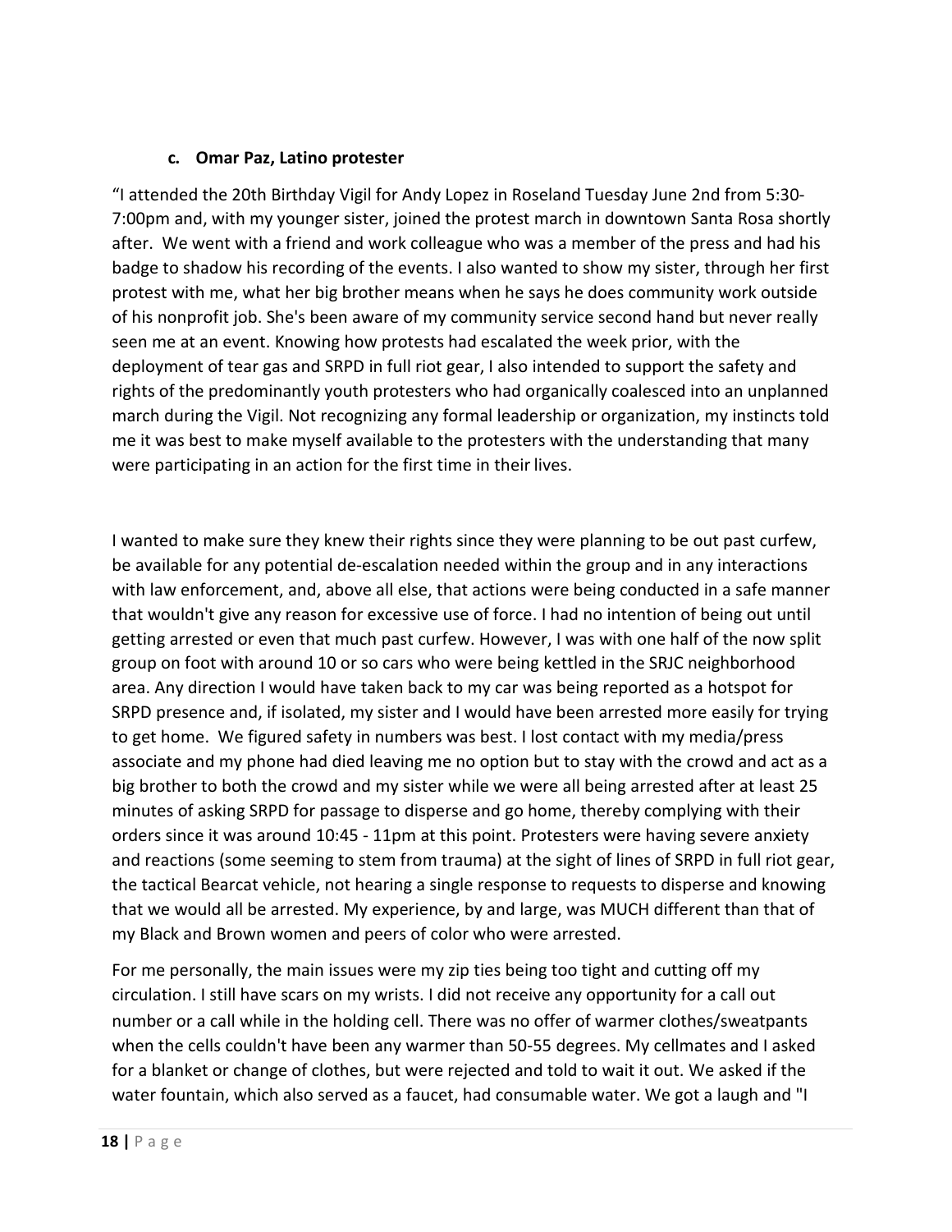### c. Omar Paz, Latino protester

"I attended the 20th Birthday Vigil for Andy Lopez in Roseland Tuesday June 2nd from 5:30-7:00pm and, with my younger sister, joined the protest march in downtown Santa Rosa shortly after. We went with a friend and work colleague who was a member of the press and had his badge to shadow his recording of the events. I also wanted to show my sister, through her first protest with me, what her big brother means when he says he does community work outside of his nonprofit job. She's been aware of my community service second hand but never really seen me at an event. Knowing how protests had escalated the week prior, with the deployment of tear gas and SRPD in full riot gear, I also intended to support the safety and rights of the predominantly youth protesters who had organically coalesced into an unplanned march during the Vigil. Not recognizing any formal leadership or organization, my instincts told me it was best to make myself available to the protesters with the understanding that many were participating in an action for the first time in their lives.

I wanted to make sure they knew their rights since they were planning to be out past curfew, be available for any potential de-escalation needed within the group and in any interactions with law enforcement, and, above all else, that actions were being conducted in a safe manner that wouldn't give any reason for excessive use of force. I had no intention of being out until getting arrested or even that much past curfew. However, I was with one half of the now split group on foot with around 10 or so cars who were being kettled in the SRJC neighborhood area. Any direction I would have taken back to my car was being reported as a hotspot for SRPD presence and, if isolated, my sister and I would have been arrested more easily for trying to get home. We figured safety in numbers was best. I lost contact with my media/press associate and my phone had died leaving me no option but to stay with the crowd and act as a big brother to both the crowd and my sister while we were all being arrested after at least 25 minutes of asking SRPD for passage to disperse and go home, thereby complying with their orders since it was around 10:45 - 11pm at this point. Protesters were having severe anxiety and reactions (some seeming to stem from trauma) at the sight of lines of SRPD in full riot gear, the tactical Bearcat vehicle, not hearing a single response to requests to disperse and knowing that we would all be arrested. My experience, by and large, was MUCH different than that of my Black and Brown women and peers of color who were arrested.

For me personally, the main issues were my zip ties being too tight and cutting off my circulation. I still have scars on my wrists. I did not receive any opportunity for a call out number or a call while in the holding cell. There was no offer of warmer clothes/sweatpants when the cells couldn't have been any warmer than 50-55 degrees. My cellmates and I asked for a blanket or change of clothes, but were rejected and told to wait it out. We asked if the water fountain, which also served as a faucet, had consumable water. We got a laugh and "I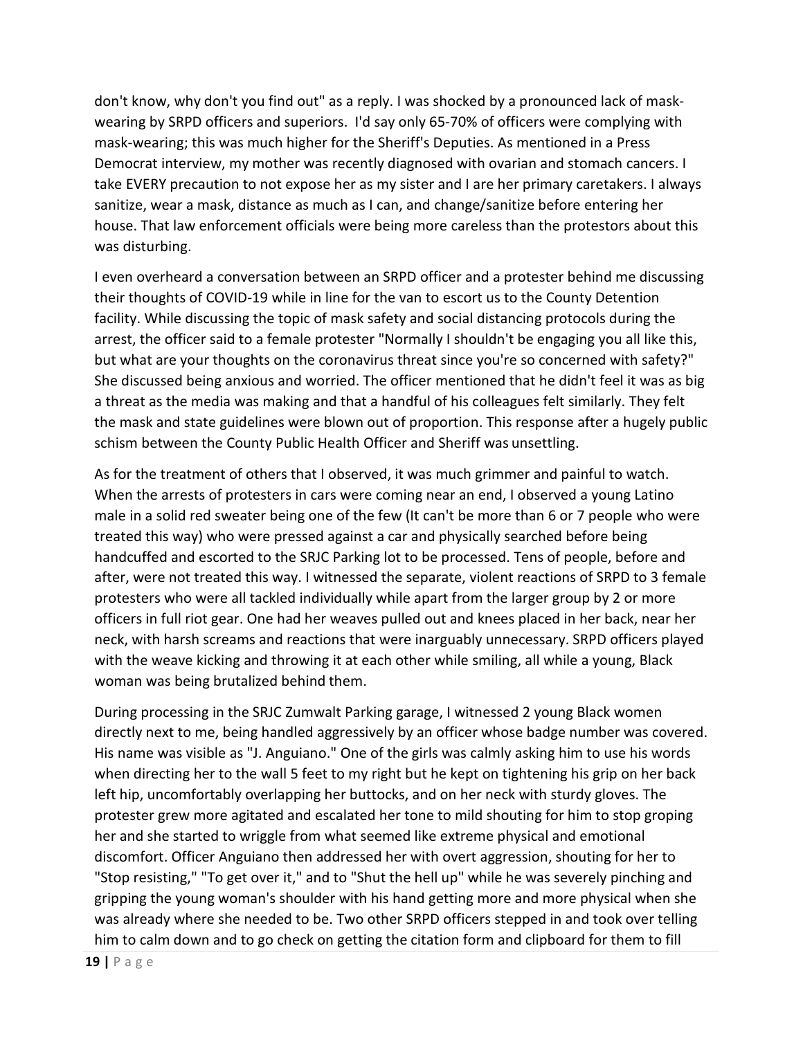don't know, why don't you find out" as a reply. I was shocked by a pronounced lack of mask-wearing by SRPD officers and superiors. I'd say only 65-70% of officers were complying with mask-wearing; this was much higher for the Sheriff's Deputies. As mentioned in a Press Democrat interview, my mother was recently diagnosed with ovarian and stomach cancers. I take EVERY precaution to not expose her as my sister and I are her primary caretakers. I always sanitize, wear a mask, distance as much as I can, and change/sanitize before entering her house. That law enforcement officials were being more careless than the protestors about this was disturbing.

I even overheard a conversation between an SRPD officer and a protester behind me discussing their thoughts of COVID-19 while in line for the van to escort us to the County Detention facility. While discussing the topic of mask safety and social distancing protocols during the arrest, the officer said to a female protester "Normally I shouldn't be engaging you all like this, but what are your thoughts on the coronavirus threat since you're so concerned with safety?" She discussed being anxious and worried. The officer mentioned that he didn't feel it was as big a threat as the media was making and that a handful of his colleagues felt similarly. They felt the mask and state guidelines were blown out of proportion. This response after a hugely public schism between the County Public Health Officer and Sheriff was unsettling.

As for the treatment of others that I observed, it was much grimmer and painful to watch. When the arrests of protesters in cars were coming near an end, I observed a young Latino male in a solid red sweater being one of the few (It can't be more than 6 or 7 people who were treated this way) who were pressed against a car and physically searched before being handcuffed and escorted to the SRJC Parking lot to be processed. Tens of people, before and after, were not treated this way. I witnessed the separate, violent reactions of SRPD to 3 female protesters who were all tackled individually while apart from the larger group by 2 or more officers in full riot gear. One had her weaves pulled out and knees placed in her back, near her neck, with harsh screams and reactions that were inarguably unnecessary. SRPD officers played with the weave kicking and throwing it at each other while smiling, all while a young, Black woman was being brutalized behind them.

During processing in the SRJC Zumwalt Parking garage, I witnessed 2 young Black women directly next to me, being handled aggressively by an officer whose badge number was covered. His name was visible as "J. Anguiano." One of the girls was calmly asking him to use his words when directing her to the wall 5 feet to my right but he kept on tightening his grip on her back left hip, uncomfortably overlapping her buttocks, and on her neck with sturdy gloves. The protester grew more agitated and escalated her tone to mild shouting for him to stop groping her and she started to wriggle from what seemed like extreme physical and emotional discomfort. Officer Anguiano then addressed her with overt aggression, shouting for her to "Stop resisting," "To get over it," and to "Shut the hell up" while he was severely pinching and gripping the young woman's shoulder with his hand getting more and more physical when she was already where she needed to be. Two other SRPD officers stepped in and took over telling him to calm down and to go check on getting the citation form and clipboard for them to fill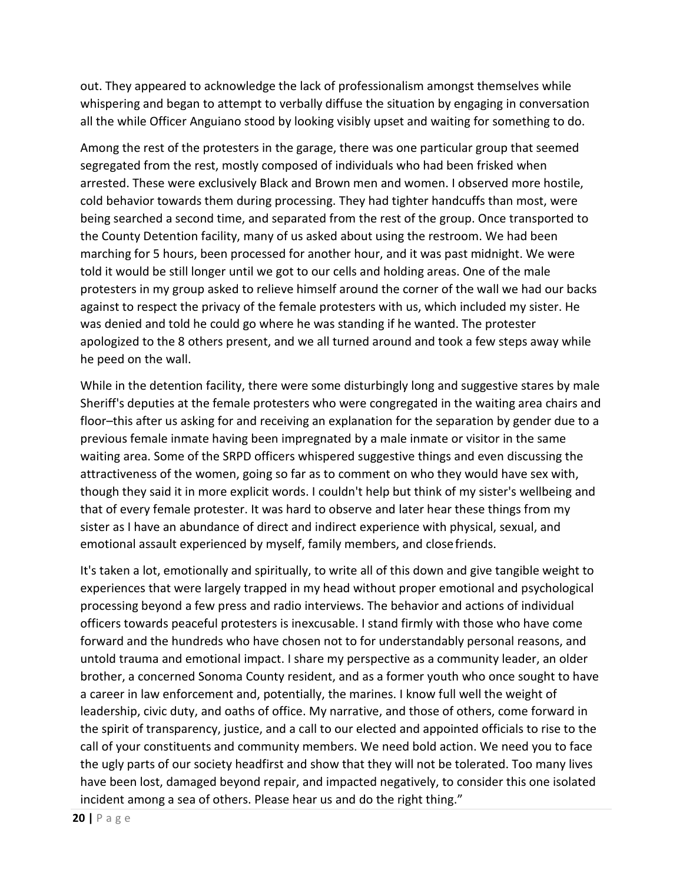out. They appeared to acknowledge the lack of professionalism amongst themselves while whispering and began to attempt to verbally diffuse the situation by engaging in conversation all the while Officer Anguiano stood by looking visibly upset and waiting for something to do.

Among the rest of the protesters in the garage, there was one particular group that seemed segregated from the rest, mostly composed of individuals who had been frisked when arrested. These were exclusively Black and Brown men and women. I observed more hostile, cold behavior towards them during processing. They had tighter handcuffs than most, were being searched a second time, and separated from the rest of the group. Once transported to the County Detention facility, many of us asked about using the restroom. We had been marching for 5 hours, been processed for another hour, and it was past midnight. We were told it would be still longer until we got to our cells and holding areas. One of the male protesters in my group asked to relieve himself around the corner of the wall we had our backs against to respect the privacy of the female protesters with us, which included my sister. He was denied and told he could go where he was standing if he wanted. The protester apologized to the 8 others present, and we all turned around and took a few steps away while he peed on the wall.

While in the detention facility, there were some disturbingly long and suggestive stares by male Sheriff's deputies at the female protesters who were congregated in the waiting area chairs and floor–this after us asking for and receiving an explanation for the separation by gender due to a previous female inmate having been impregnated by a male inmate or visitor in the same waiting area. Some of the SRPD officers whispered suggestive things and even discussing the attractiveness of the women, going so far as to comment on who they would have sex with, though they said it in more explicit words. I couldn't help but think of my sister's wellbeing and that of every female protester. It was hard to observe and later hear these things from my sister as I have an abundance of direct and indirect experience with physical, sexual, and emotional assault experienced by myself, family members, and close friends.

It's taken a lot, emotionally and spiritually, to write all of this down and give tangible weight to experiences that were largely trapped in my head without proper emotional and psychological processing beyond a few press and radio interviews. The behavior and actions of individual officers towards peaceful protesters is inexcusable. I stand firmly with those who have come forward and the hundreds who have chosen not to for understandably personal reasons, and untold trauma and emotional impact. I share my perspective as a community leader, an older brother, a concerned Sonoma County resident, and as a former youth who once sought to have a career in law enforcement and, potentially, the marines. I know full well the weight of leadership, civic duty, and oaths of office. My narrative, and those of others, come forward in the spirit of transparency, justice, and a call to our elected and appointed officials to rise to the call of your constituents and community members. We need bold action. We need you to face the ugly parts of our society headfirst and show that they will not be tolerated. Too many lives have been lost, damaged beyond repair, and impacted negatively, to consider this one isolated incident among a sea of others. Please hear us and do the right thing."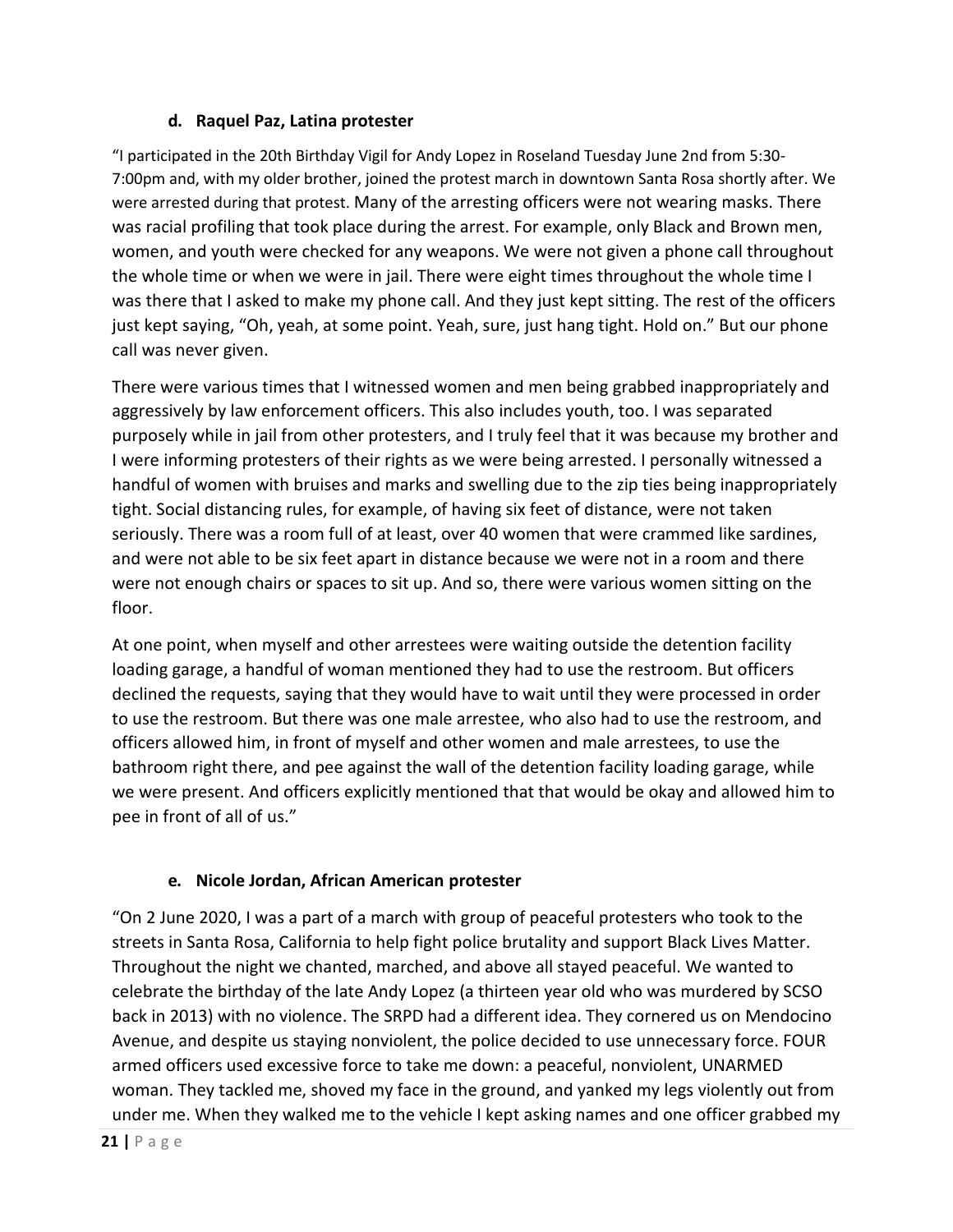### d. Raquel Paz, Latina protester

"I participated in the 20th Birthday Vigil for Andy Lopez in Roseland Tuesday June 2nd from 5:30-7:00pm and, with my older brother, joined the protest march in downtown Santa Rosa shortly after. We were arrested during that protest. Many of the arresting officers were not wearing masks. There was racial profiling that took place during the arrest. For example, only Black and Brown men, women, and youth were checked for any weapons. We were not given a phone call throughout the whole time or when we were in jail. There were eight times throughout the whole time I was there that I asked to make my phone call. And they just kept sitting. The rest of the officers just kept saying, "Oh, yeah, at some point. Yeah, sure, just hang tight. Hold on." But our phone call was never given.

There were various times that I witnessed women and men being grabbed inappropriately and aggressively by law enforcement officers. This also includes youth, too. I was separated purposely while in jail from other protesters, and I truly feel that it was because my brother and I were informing protesters of their rights as we were being arrested. I personally witnessed a handful of women with bruises and marks and swelling due to the zip ties being inappropriately tight. Social distancing rules, for example, of having six feet of distance, were not taken seriously. There was a room full of at least, over 40 women that were crammed like sardines, and were not able to be six feet apart in distance because we were not in a room and there were not enough chairs or spaces to sit up. And so, there were various women sitting on the floor.

At one point, when myself and other arrestees were waiting outside the detention facility loading garage, a handful of woman mentioned they had to use the restroom. But officers declined the requests, saying that they would have to wait until they were processed in order to use the restroom. But there was one male arrestee, who also had to use the restroom, and officers allowed him, in front of myself and other women and male arrestees, to use the bathroom right there, and pee against the wall of the detention facility loading garage, while we were present. And officers explicitly mentioned that that would be okay and allowed him to pee in front of all of us."

### e. Nicole Jordan, African American protester

"On 2 June 2020, I was a part of a march with group of peaceful protesters who took to the streets in Santa Rosa, California to help fight police brutality and support Black Lives Matter. Throughout the night we chanted, marched, and above all stayed peaceful. We wanted to celebrate the birthday of the late Andy Lopez (a thirteen year old who was murdered by SCSO back in 2013) with no violence. The SRPD had a different idea. They cornered us on Mendocino Avenue, and despite us staying nonviolent, the police decided to use unnecessary force. FOUR armed officers used excessive force to take me down: a peaceful, nonviolent, UNARMED woman. They tackled me, shoved my face in the ground, and yanked my legs violently out from under me. When they walked me to the vehicle I kept asking names and one officer grabbed my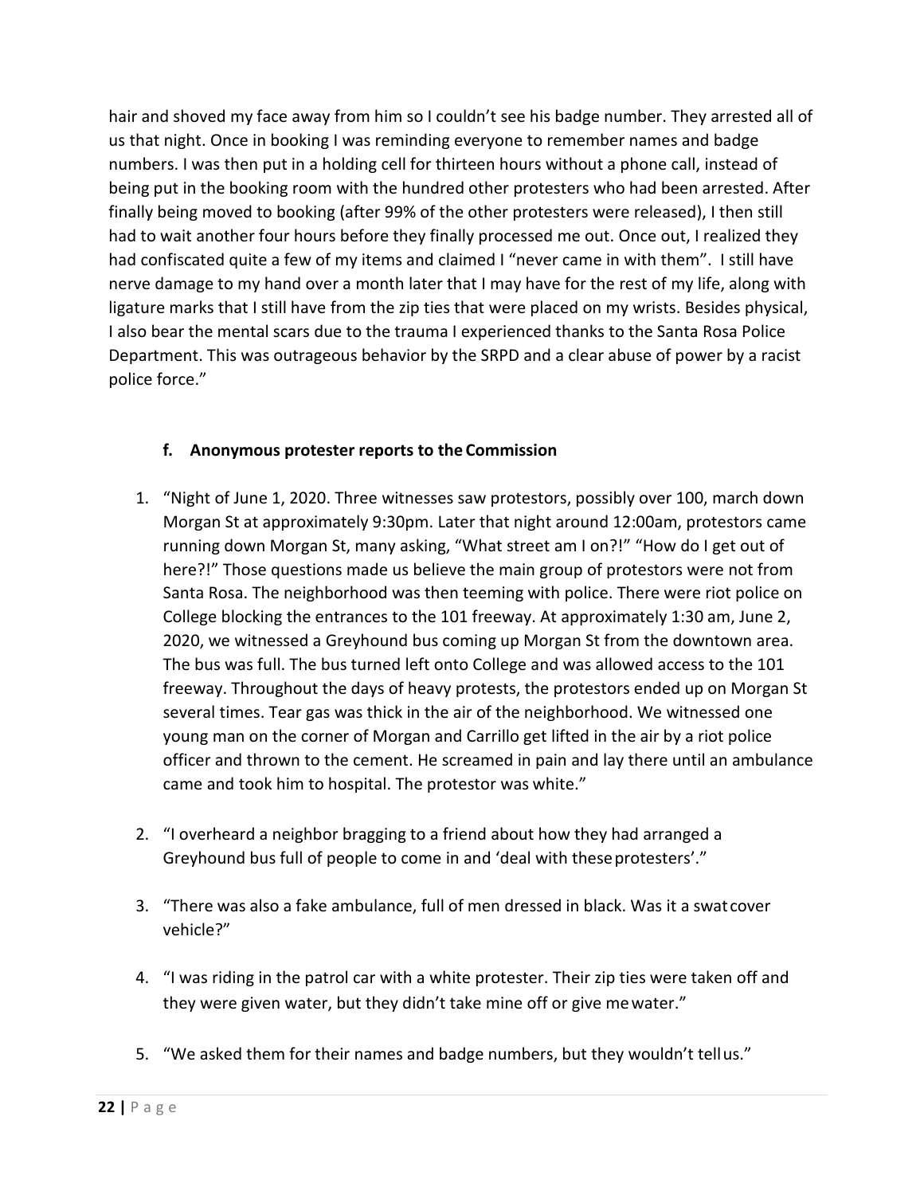hair and shoved my face away from him so I couldn't see his badge number. They arrested all of us that night. Once in booking I was reminding everyone to remember names and badge numbers. I was then put in a holding cell for thirteen hours without a phone call, instead of being put in the booking room with the hundred other protesters who had been arrested. After finally being moved to booking (after 99% of the other protesters were released), I then still had to wait another four hours before they finally processed me out. Once out, I realized they had confiscated quite a few of my items and claimed I "never came in with them". I still have nerve damage to my hand over a month later that I may have for the rest of my life, along with ligature marks that I still have from the zip ties that were placed on my wrists. Besides physical, I also bear the mental scars due to the trauma I experienced thanks to the Santa Rosa Police Department. This was outrageous behavior by the SRPD and a clear abuse of power by a racist police force."

#### f. Anonymous protester reports to the Commission

1. "Night of June 1, 2020. Three witnesses saw protestors, possibly over 100, march down Morgan St at approximately 9:30pm. Later that night around 12:00am, protestors came running down Morgan St, many asking, "What street am I on?!" "How do I get out of here?!" Those questions made us believe the main group of protestors were not from Santa Rosa. The neighborhood was then teeming with police. There were riot police on College blocking the entrances to the 101 freeway. At approximately 1:30 am, June 2, 2020, we witnessed a Greyhound bus coming up Morgan St from the downtown area. The bus was full. The bus turned left onto College and was allowed access to the 101 freeway. Throughout the days of heavy protests, the protestors ended up on Morgan St several times. Tear gas was thick in the air of the neighborhood. We witnessed one young man on the corner of Morgan and Carrillo get lifted in the air by a riot police officer and thrown to the cement. He screamed in pain and lay there until an ambulance came and took him to hospital. The protestor was white."

2. "I overheard a neighbor bragging to a friend about how they had arranged a Greyhound bus full of people to come in and 'deal with these protesters'."

3. "There was also a fake ambulance, full of men dressed in black. Was it a swat cover vehicle?"

4. "I was riding in the patrol car with a white protester. Their zip ties were taken off and they were given water, but they didn't take mine off or give me water."

5. "We asked them for their names and badge numbers, but they wouldn't tell us."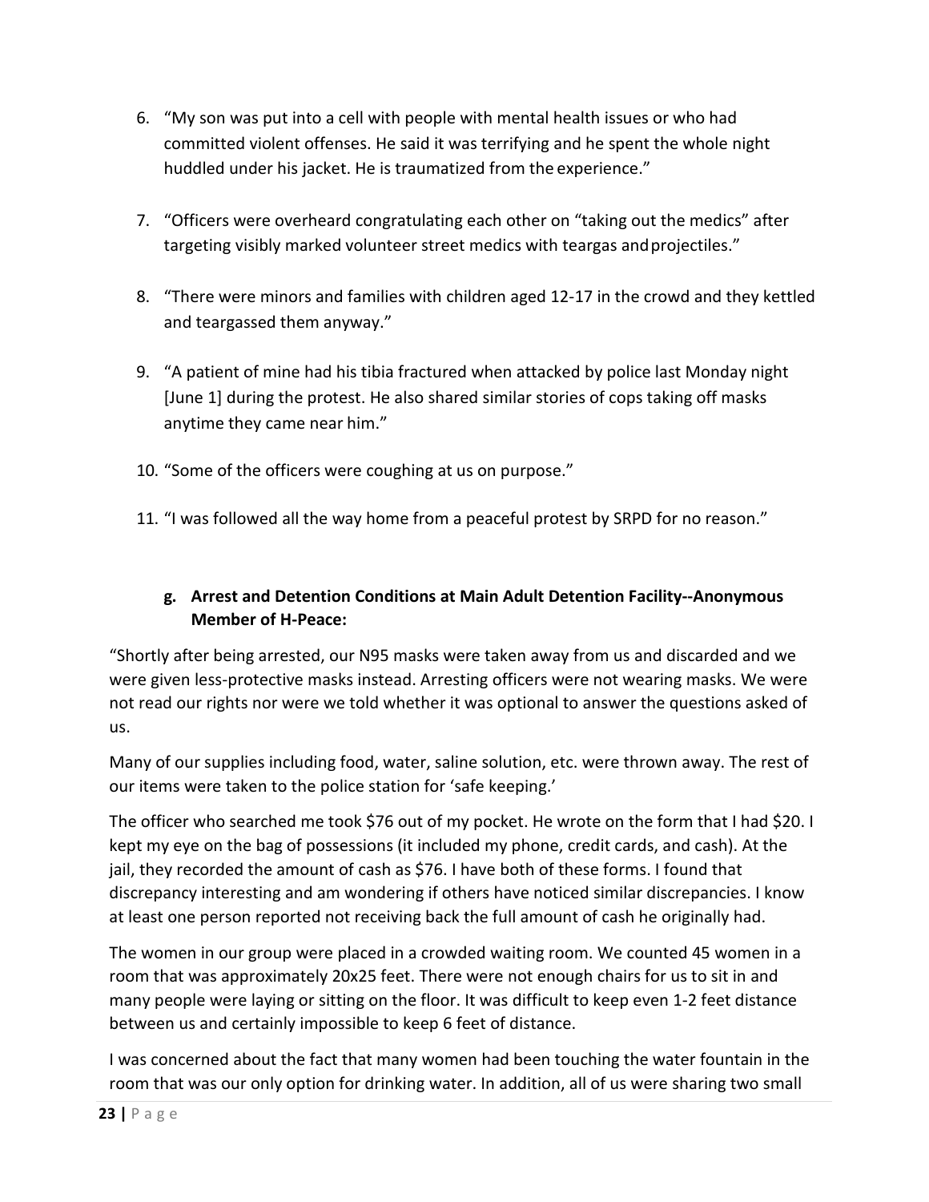6. "My son was put into a cell with people with mental health issues or who had committed violent offenses. He said it was terrifying and he spent the whole night huddled under his jacket. He is traumatized from the experience."

7. "Officers were overheard congratulating each other on "taking out the medics" after targeting visibly marked volunteer street medics with teargas and projectiles."

8. "There were minors and families with children aged 12-17 in the crowd and they kettled and teargassed them anyway."

9. "A patient of mine had his tibia fractured when attacked by police last Monday night [June 1] during the protest. He also shared similar stories of cops taking off masks anytime they came near him."

10. "Some of the officers were coughing at us on purpose."

11. "I was followed all the way home from a peaceful protest by SRPD for no reason."

### g. Arrest and Detention Conditions at Main Adult Detention Facility--Anonymous Member of H-Peace:

"Shortly after being arrested, our N95 masks were taken away from us and discarded and we were given less-protective masks instead. Arresting officers were not wearing masks. We were not read our rights nor were we told whether it was optional to answer the questions asked of us.

Many of our supplies including food, water, saline solution, etc. were thrown away. The rest of our items were taken to the police station for 'safe keeping.'

The officer who searched me took $76 out of my pocket. He wrote on the form that I had $20. I kept my eye on the bag of possessions (it included my phone, credit cards, and cash). At the jail, they recorded the amount of cash as $76. I have both of these forms. I found that discrepancy interesting and am wondering if others have noticed similar discrepancies. I know at least one person reported not receiving back the full amount of cash he originally had.

The women in our group were placed in a crowded waiting room. We counted 45 women in a room that was approximately 20x25 feet. There were not enough chairs for us to sit in and many people were laying or sitting on the floor. It was difficult to keep even 1-2 feet distance between us and certainly impossible to keep 6 feet of distance.

I was concerned about the fact that many women had been touching the water fountain in the room that was our only option for drinking water. In addition, all of us were sharing two small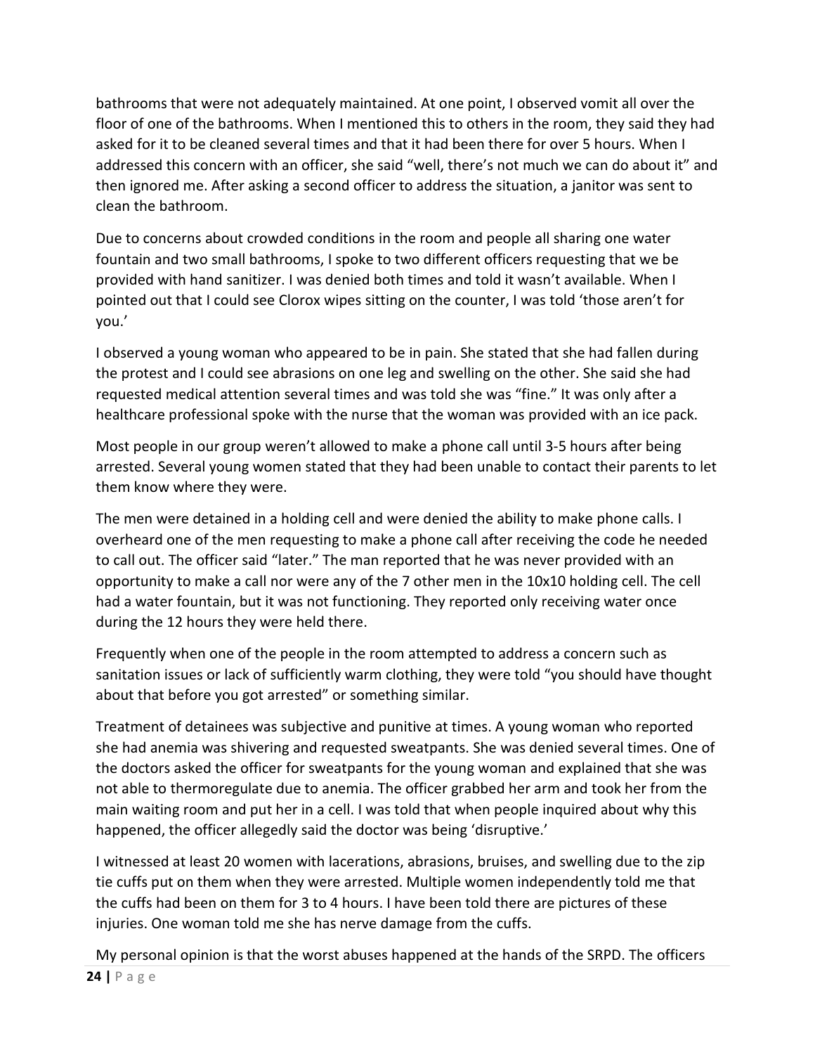bathrooms that were not adequately maintained. At one point, I observed vomit all over the floor of one of the bathrooms. When I mentioned this to others in the room, they said they had asked for it to be cleaned several times and that it had been there for over 5 hours. When I addressed this concern with an officer, she said "well, there's not much we can do about it" and then ignored me. After asking a second officer to address the situation, a janitor was sent to clean the bathroom.

Due to concerns about crowded conditions in the room and people all sharing one water fountain and two small bathrooms, I spoke to two different officers requesting that we be provided with hand sanitizer. I was denied both times and told it wasn't available. When I pointed out that I could see Clorox wipes sitting on the counter, I was told 'those aren't for you.'

I observed a young woman who appeared to be in pain. She stated that she had fallen during the protest and I could see abrasions on one leg and swelling on the other. She said she had requested medical attention several times and was told she was "fine." It was only after a healthcare professional spoke with the nurse that the woman was provided with an ice pack.

Most people in our group weren't allowed to make a phone call until 3-5 hours after being arrested. Several young women stated that they had been unable to contact their parents to let them know where they were.

The men were detained in a holding cell and were denied the ability to make phone calls. I overheard one of the men requesting to make a phone call after receiving the code he needed to call out. The officer said "later." The man reported that he was never provided with an opportunity to make a call nor were any of the 7 other men in the 10x10 holding cell. The cell had a water fountain, but it was not functioning. They reported only receiving water once during the 12 hours they were held there.

Frequently when one of the people in the room attempted to address a concern such as sanitation issues or lack of sufficiently warm clothing, they were told "you should have thought about that before you got arrested" or something similar.

Treatment of detainees was subjective and punitive at times. A young woman who reported she had anemia was shivering and requested sweatpants. She was denied several times. One of the doctors asked the officer for sweatpants for the young woman and explained that she was not able to thermoregulate due to anemia. The officer grabbed her arm and took her from the main waiting room and put her in a cell. I was told that when people inquired about why this happened, the officer allegedly said the doctor was being 'disruptive.'

I witnessed at least 20 women with lacerations, abrasions, bruises, and swelling due to the zip tie cuffs put on them when they were arrested. Multiple women independently told me that the cuffs had been on them for 3 to 4 hours. I have been told there are pictures of these injuries. One woman told me she has nerve damage from the cuffs.

My personal opinion is that the worst abuses happened at the hands of the SRPD. The officers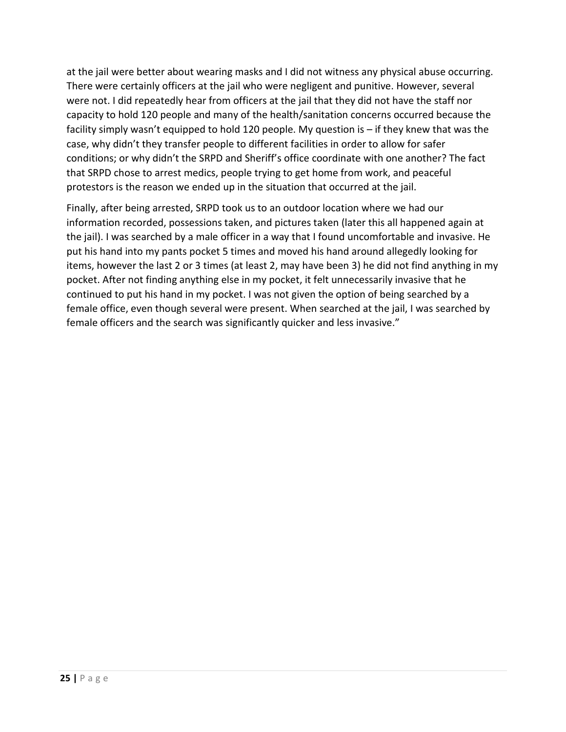at the jail were better about wearing masks and I did not witness any physical abuse occurring. There were certainly officers at the jail who were negligent and punitive. However, several were not. I did repeatedly hear from officers at the jail that they did not have the staff nor capacity to hold 120 people and many of the health/sanitation concerns occurred because the facility simply wasn't equipped to hold 120 people. My question is – if they knew that was the case, why didn't they transfer people to different facilities in order to allow for safer conditions; or why didn't the SRPD and Sheriff's office coordinate with one another? The fact that SRPD chose to arrest medics, people trying to get home from work, and peaceful protestors is the reason we ended up in the situation that occurred at the jail.

Finally, after being arrested, SRPD took us to an outdoor location where we had our information recorded, possessions taken, and pictures taken (later this all happened again at the jail). I was searched by a male officer in a way that I found uncomfortable and invasive. He put his hand into my pants pocket 5 times and moved his hand around allegedly looking for items, however the last 2 or 3 times (at least 2, may have been 3) he did not find anything in my pocket. After not finding anything else in my pocket, it felt unnecessarily invasive that he continued to put his hand in my pocket. I was not given the option of being searched by a female office, even though several were present. When searched at the jail, I was searched by female officers and the search was significantly quicker and less invasive."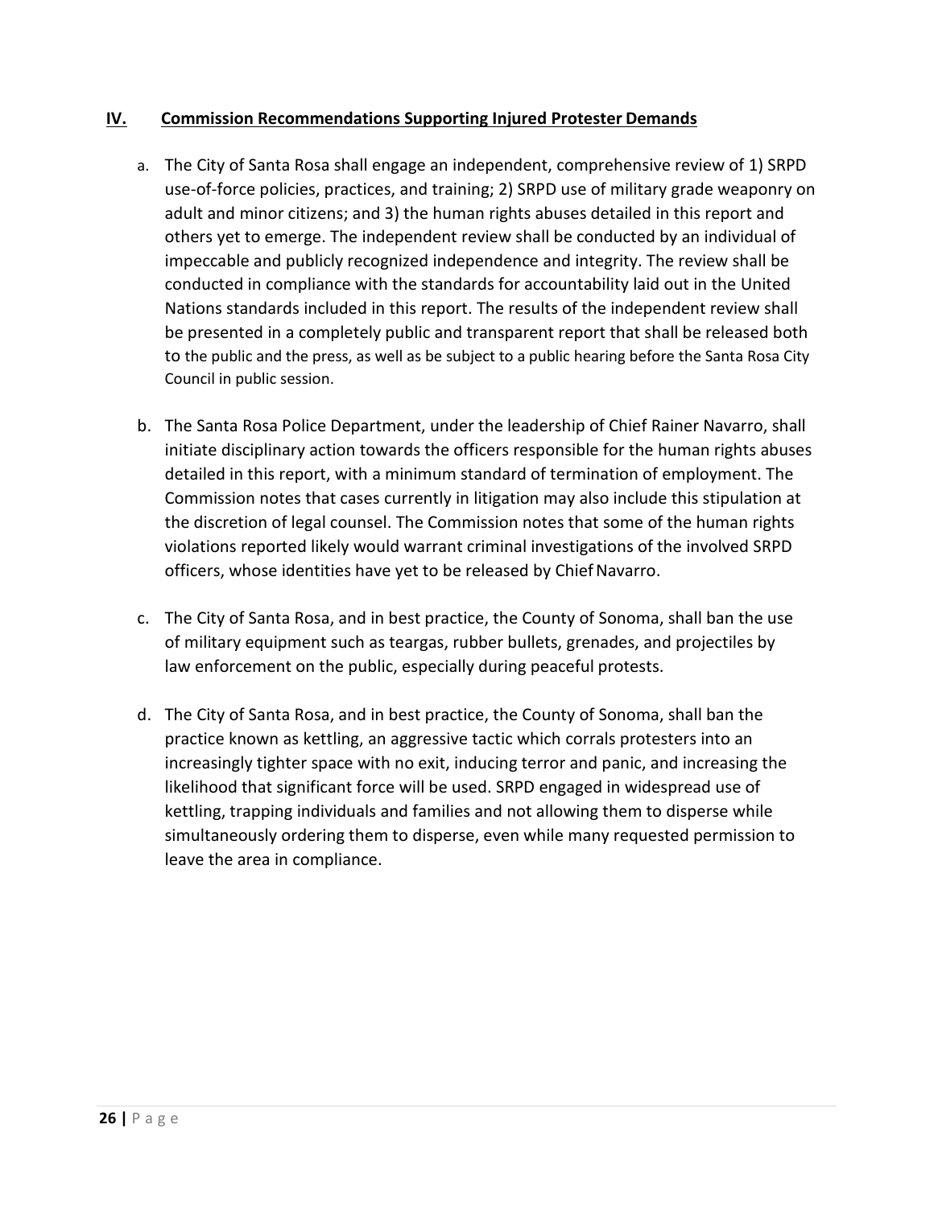## IV. Commission Recommendations Supporting Injured Protester Demands

a. The City of Santa Rosa shall engage an independent, comprehensive review of 1) SRPD use-of-force policies, practices, and training; 2) SRPD use of military grade weaponry on adult and minor citizens; and 3) the human rights abuses detailed in this report and others yet to emerge. The independent review shall be conducted by an individual of impeccable and publicly recognized independence and integrity. The review shall be conducted in compliance with the standards for accountability laid out in the United Nations standards included in this report. The results of the independent review shall be presented in a completely public and transparent report that shall be released both to the public and the press, as well as be subject to a public hearing before the Santa Rosa City Council in public session.

b. The Santa Rosa Police Department, under the leadership of Chief Rainer Navarro, shall initiate disciplinary action towards the officers responsible for the human rights abuses detailed in this report, with a minimum standard of termination of employment. The Commission notes that cases currently in litigation may also include this stipulation at the discretion of legal counsel. The Commission notes that some of the human rights violations reported likely would warrant criminal investigations of the involved SRPD officers, whose identities have yet to be released by Chief Navarro.

c. The City of Santa Rosa, and in best practice, the County of Sonoma, shall ban the use of military equipment such as teargas, rubber bullets, grenades, and projectiles by law enforcement on the public, especially during peaceful protests.

d. The City of Santa Rosa, and in best practice, the County of Sonoma, shall ban the practice known as kettling, an aggressive tactic which corrals protesters into an increasingly tighter space with no exit, inducing terror and panic, and increasing the likelihood that significant force will be used. SRPD engaged in widespread use of kettling, trapping individuals and families and not allowing them to disperse while simultaneously ordering them to disperse, even while many requested permission to leave the area in compliance.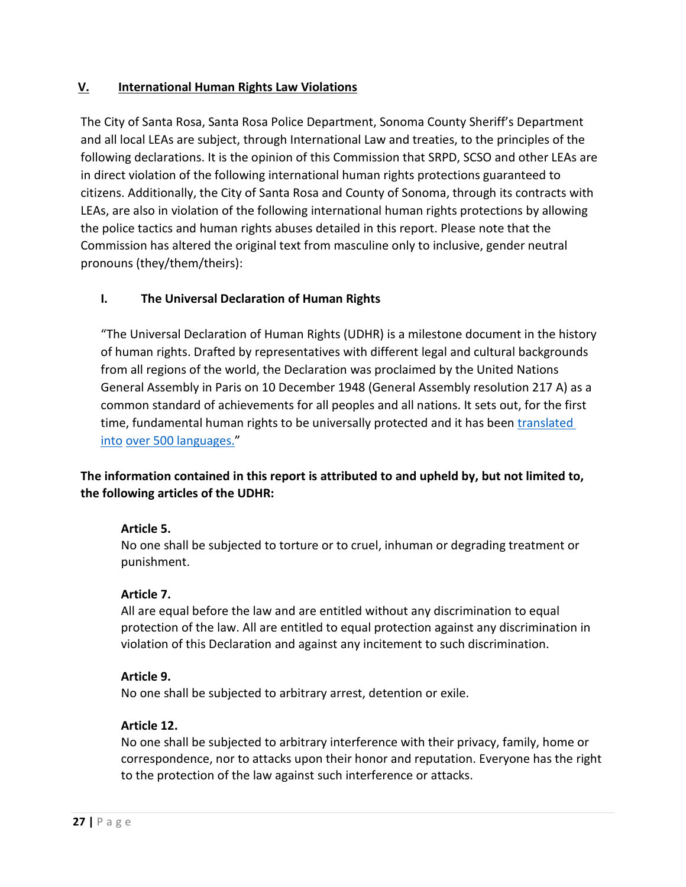## V. International Human Rights Law Violations

The City of Santa Rosa, Santa Rosa Police Department, Sonoma County Sheriff's Department and all local LEAs are subject, through International Law and treaties, to the principles of the following declarations. It is the opinion of this Commission that SRPD, SCSO and other LEAs are in direct violation of the following international human rights protections guaranteed to citizens. Additionally, the City of Santa Rosa and County of Sonoma, through its contracts with LEAs, are also in violation of the following international human rights protections by allowing the police tactics and human rights abuses detailed in this report. Please note that the Commission has altered the original text from masculine only to inclusive, gender neutral pronouns (they/them/theirs):

### I. The Universal Declaration of Human Rights

"The Universal Declaration of Human Rights (UDHR) is a milestone document in the history of human rights. Drafted by representatives with different legal and cultural backgrounds from all regions of the world, the Declaration was proclaimed by the United Nations General Assembly in Paris on 10 December 1948 (General Assembly resolution 217 A) as a common standard of achievements for all peoples and all nations. It sets out, for the first time, fundamental human rights to be universally protected and it has been translated into over 500 languages."

**The information contained in this report is attributed to and upheld by, but not limited to, the following articles of the UDHR:**

**Article 5.**
No one shall be subjected to torture or to cruel, inhuman or degrading treatment or punishment.

**Article 7.**
All are equal before the law and are entitled without any discrimination to equal protection of the law. All are entitled to equal protection against any discrimination in violation of this Declaration and against any incitement to such discrimination.

**Article 9.**
No one shall be subjected to arbitrary arrest, detention or exile.

**Article 12.**
No one shall be subjected to arbitrary interference with their privacy, family, home or correspondence, nor to attacks upon their honor and reputation. Everyone has the right to the protection of the law against such interference or attacks.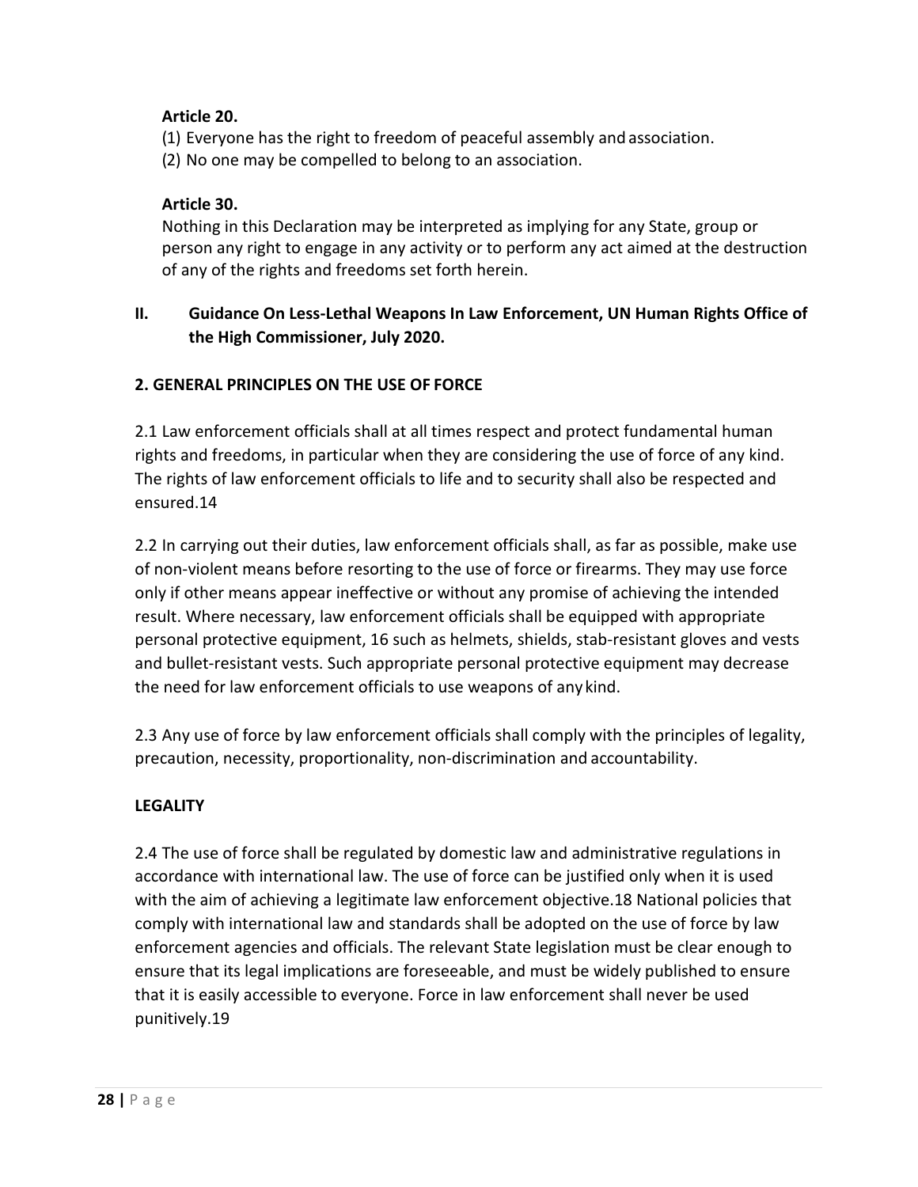**Article 20.**

(1) Everyone has the right to freedom of peaceful assembly and association.

(2) No one may be compelled to belong to an association.

**Article 30.**

Nothing in this Declaration may be interpreted as implying for any State, group or person any right to engage in any activity or to perform any act aimed at the destruction of any of the rights and freedoms set forth herein.

## II. Guidance On Less-Lethal Weapons In Law Enforcement, UN Human Rights Office of the High Commissioner, July 2020.

### 2. GENERAL PRINCIPLES ON THE USE OF FORCE

2.1 Law enforcement officials shall at all times respect and protect fundamental human rights and freedoms, in particular when they are considering the use of force of any kind. The rights of law enforcement officials to life and to security shall also be respected and ensured.14

2.2 In carrying out their duties, law enforcement officials shall, as far as possible, make use of non-violent means before resorting to the use of force or firearms. They may use force only if other means appear ineffective or without any promise of achieving the intended result. Where necessary, law enforcement officials shall be equipped with appropriate personal protective equipment, 16 such as helmets, shields, stab-resistant gloves and vests and bullet-resistant vests. Such appropriate personal protective equipment may decrease the need for law enforcement officials to use weapons of any kind.

2.3 Any use of force by law enforcement officials shall comply with the principles of legality, precaution, necessity, proportionality, non-discrimination and accountability.

### LEGALITY

2.4 The use of force shall be regulated by domestic law and administrative regulations in accordance with international law. The use of force can be justified only when it is used with the aim of achieving a legitimate law enforcement objective.18 National policies that comply with international law and standards shall be adopted on the use of force by law enforcement agencies and officials. The relevant State legislation must be clear enough to ensure that its legal implications are foreseeable, and must be widely published to ensure that it is easily accessible to everyone. Force in law enforcement shall never be used punitively.19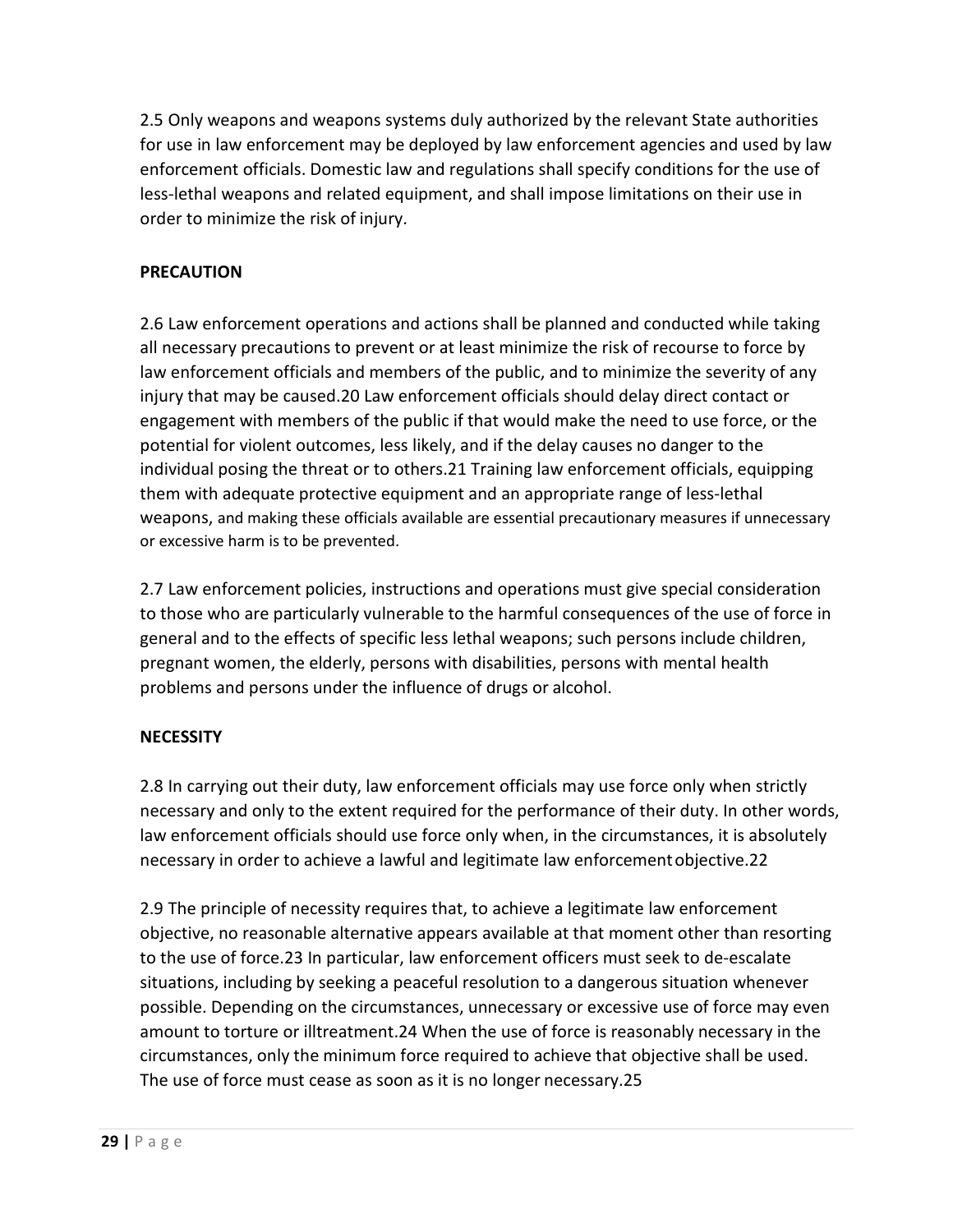2.5 Only weapons and weapons systems duly authorized by the relevant State authorities for use in law enforcement may be deployed by law enforcement agencies and used by law enforcement officials. Domestic law and regulations shall specify conditions for the use of less-lethal weapons and related equipment, and shall impose limitations on their use in order to minimize the risk of injury.

**PRECAUTION**

2.6 Law enforcement operations and actions shall be planned and conducted while taking all necessary precautions to prevent or at least minimize the risk of recourse to force by law enforcement officials and members of the public, and to minimize the severity of any injury that may be caused.[20] Law enforcement officials should delay direct contact or engagement with members of the public if that would make the need to use force, or the potential for violent outcomes, less likely, and if the delay causes no danger to the individual posing the threat or to others.[21] Training law enforcement officials, equipping them with adequate protective equipment and an appropriate range of less-lethal weapons, and making these officials available are essential precautionary measures if unnecessary or excessive harm is to be prevented.

2.7 Law enforcement policies, instructions and operations must give special consideration to those who are particularly vulnerable to the harmful consequences of the use of force in general and to the effects of specific less lethal weapons; such persons include children, pregnant women, the elderly, persons with disabilities, persons with mental health problems and persons under the influence of drugs or alcohol.

**NECESSITY**

2.8 In carrying out their duty, law enforcement officials may use force only when strictly necessary and only to the extent required for the performance of their duty. In other words, law enforcement officials should use force only when, in the circumstances, it is absolutely necessary in order to achieve a lawful and legitimate law enforcement objective.[22]

2.9 The principle of necessity requires that, to achieve a legitimate law enforcement objective, no reasonable alternative appears available at that moment other than resorting to the use of force.[23] In particular, law enforcement officers must seek to de-escalate situations, including by seeking a peaceful resolution to a dangerous situation whenever possible. Depending on the circumstances, unnecessary or excessive use of force may even amount to torture or illtreatment.[24] When the use of force is reasonably necessary in the circumstances, only the minimum force required to achieve that objective shall be used. The use of force must cease as soon as it is no longer necessary.[25]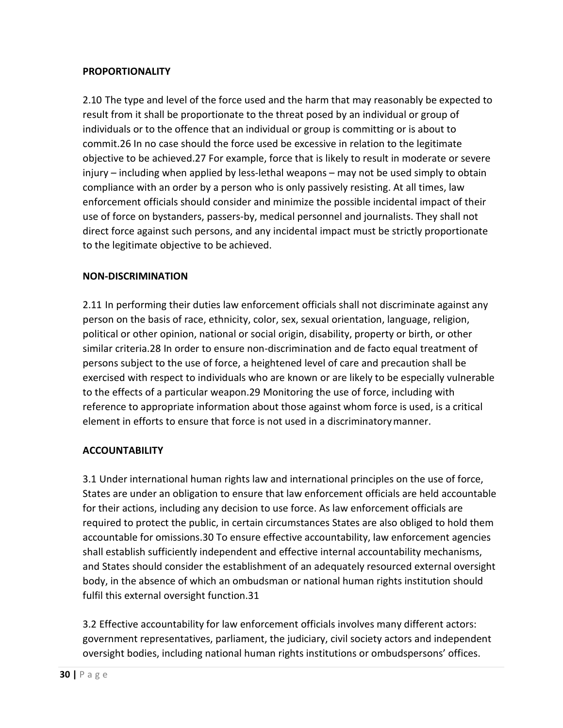**PROPORTIONALITY**

2.10 The type and level of the force used and the harm that may reasonably be expected to result from it shall be proportionate to the threat posed by an individual or group of individuals or to the offence that an individual or group is committing or is about to commit.[26] In no case should the force used be excessive in relation to the legitimate objective to be achieved.[27] For example, force that is likely to result in moderate or severe injury – including when applied by less-lethal weapons – may not be used simply to obtain compliance with an order by a person who is only passively resisting. At all times, law enforcement officials should consider and minimize the possible incidental impact of their use of force on bystanders, passers-by, medical personnel and journalists. They shall not direct force against such persons, and any incidental impact must be strictly proportionate to the legitimate objective to be achieved.

**NON-DISCRIMINATION**

2.11 In performing their duties law enforcement officials shall not discriminate against any person on the basis of race, ethnicity, color, sex, sexual orientation, language, religion, political or other opinion, national or social origin, disability, property or birth, or other similar criteria.[28] In order to ensure non-discrimination and de facto equal treatment of persons subject to the use of force, a heightened level of care and precaution shall be exercised with respect to individuals who are known or are likely to be especially vulnerable to the effects of a particular weapon.[29] Monitoring the use of force, including with reference to appropriate information about those against whom force is used, is a critical element in efforts to ensure that force is not used in a discriminatory manner.

**ACCOUNTABILITY**

3.1 Under international human rights law and international principles on the use of force, States are under an obligation to ensure that law enforcement officials are held accountable for their actions, including any decision to use force. As law enforcement officials are required to protect the public, in certain circumstances States are also obliged to hold them accountable for omissions.[30] To ensure effective accountability, law enforcement agencies shall establish sufficiently independent and effective internal accountability mechanisms, and States should consider the establishment of an adequately resourced external oversight body, in the absence of which an ombudsman or national human rights institution should fulfil this external oversight function.[31]

3.2 Effective accountability for law enforcement officials involves many different actors: government representatives, parliament, the judiciary, civil society actors and independent oversight bodies, including national human rights institutions or ombudspersons' offices.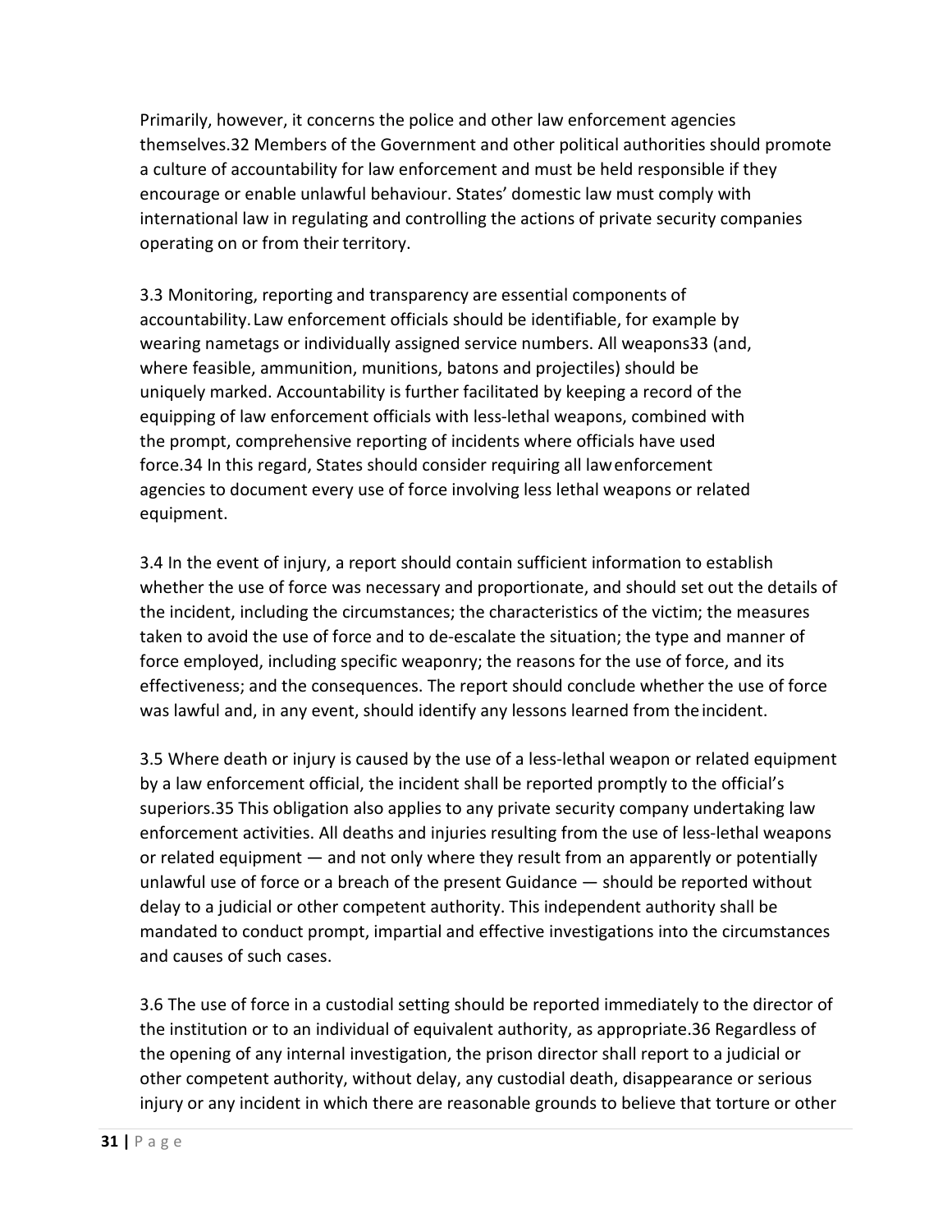Primarily, however, it concerns the police and other law enforcement agencies themselves.[32] Members of the Government and other political authorities should promote a culture of accountability for law enforcement and must be held responsible if they encourage or enable unlawful behaviour. States' domestic law must comply with international law in regulating and controlling the actions of private security companies operating on or from their territory.

3.3 Monitoring, reporting and transparency are essential components of accountability. Law enforcement officials should be identifiable, for example by wearing nametags or individually assigned service numbers. All weapons[33] (and, where feasible, ammunition, munitions, batons and projectiles) should be uniquely marked. Accountability is further facilitated by keeping a record of the equipping of law enforcement officials with less-lethal weapons, combined with the prompt, comprehensive reporting of incidents where officials have used force.[34] In this regard, States should consider requiring all law enforcement agencies to document every use of force involving less lethal weapons or related equipment.

3.4 In the event of injury, a report should contain sufficient information to establish whether the use of force was necessary and proportionate, and should set out the details of the incident, including the circumstances; the characteristics of the victim; the measures taken to avoid the use of force and to de-escalate the situation; the type and manner of force employed, including specific weaponry; the reasons for the use of force, and its effectiveness; and the consequences. The report should conclude whether the use of force was lawful and, in any event, should identify any lessons learned from the incident.

3.5 Where death or injury is caused by the use of a less-lethal weapon or related equipment by a law enforcement official, the incident shall be reported promptly to the official's superiors.[35] This obligation also applies to any private security company undertaking law enforcement activities. All deaths and injuries resulting from the use of less-lethal weapons or related equipment — and not only where they result from an apparently or potentially unlawful use of force or a breach of the present Guidance — should be reported without delay to a judicial or other competent authority. This independent authority shall be mandated to conduct prompt, impartial and effective investigations into the circumstances and causes of such cases.

3.6 The use of force in a custodial setting should be reported immediately to the director of the institution or to an individual of equivalent authority, as appropriate.[36] Regardless of the opening of any internal investigation, the prison director shall report to a judicial or other competent authority, without delay, any custodial death, disappearance or serious injury or any incident in which there are reasonable grounds to believe that torture or other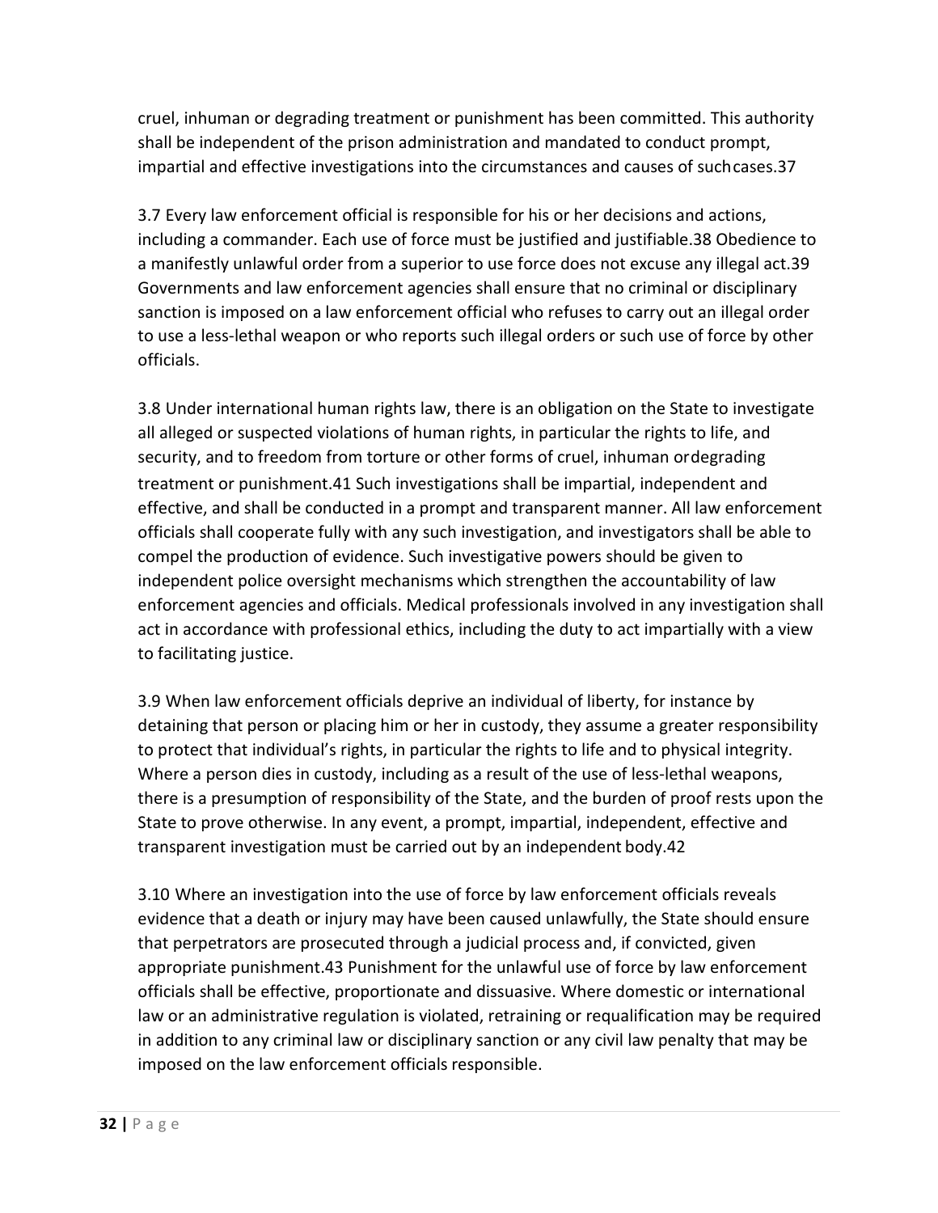cruel, inhuman or degrading treatment or punishment has been committed. This authority shall be independent of the prison administration and mandated to conduct prompt, impartial and effective investigations into the circumstances and causes of such cases.[37]

3.7 Every law enforcement official is responsible for his or her decisions and actions, including a commander. Each use of force must be justified and justifiable.[38] Obedience to a manifestly unlawful order from a superior to use force does not excuse any illegal act.[39] Governments and law enforcement agencies shall ensure that no criminal or disciplinary sanction is imposed on a law enforcement official who refuses to carry out an illegal order to use a less-lethal weapon or who reports such illegal orders or such use of force by other officials.

3.8 Under international human rights law, there is an obligation on the State to investigate all alleged or suspected violations of human rights, in particular the rights to life, and security, and to freedom from torture or other forms of cruel, inhuman or degrading treatment or punishment.[41] Such investigations shall be impartial, independent and effective, and shall be conducted in a prompt and transparent manner. All law enforcement officials shall cooperate fully with any such investigation, and investigators shall be able to compel the production of evidence. Such investigative powers should be given to independent police oversight mechanisms which strengthen the accountability of law enforcement agencies and officials. Medical professionals involved in any investigation shall act in accordance with professional ethics, including the duty to act impartially with a view to facilitating justice.

3.9 When law enforcement officials deprive an individual of liberty, for instance by detaining that person or placing him or her in custody, they assume a greater responsibility to protect that individual's rights, in particular the rights to life and to physical integrity. Where a person dies in custody, including as a result of the use of less-lethal weapons, there is a presumption of responsibility of the State, and the burden of proof rests upon the State to prove otherwise. In any event, a prompt, impartial, independent, effective and transparent investigation must be carried out by an independent body.[42]

3.10 Where an investigation into the use of force by law enforcement officials reveals evidence that a death or injury may have been caused unlawfully, the State should ensure that perpetrators are prosecuted through a judicial process and, if convicted, given appropriate punishment.[43] Punishment for the unlawful use of force by law enforcement officials shall be effective, proportionate and dissuasive. Where domestic or international law or an administrative regulation is violated, retraining or requalification may be required in addition to any criminal law or disciplinary sanction or any civil law penalty that may be imposed on the law enforcement officials responsible.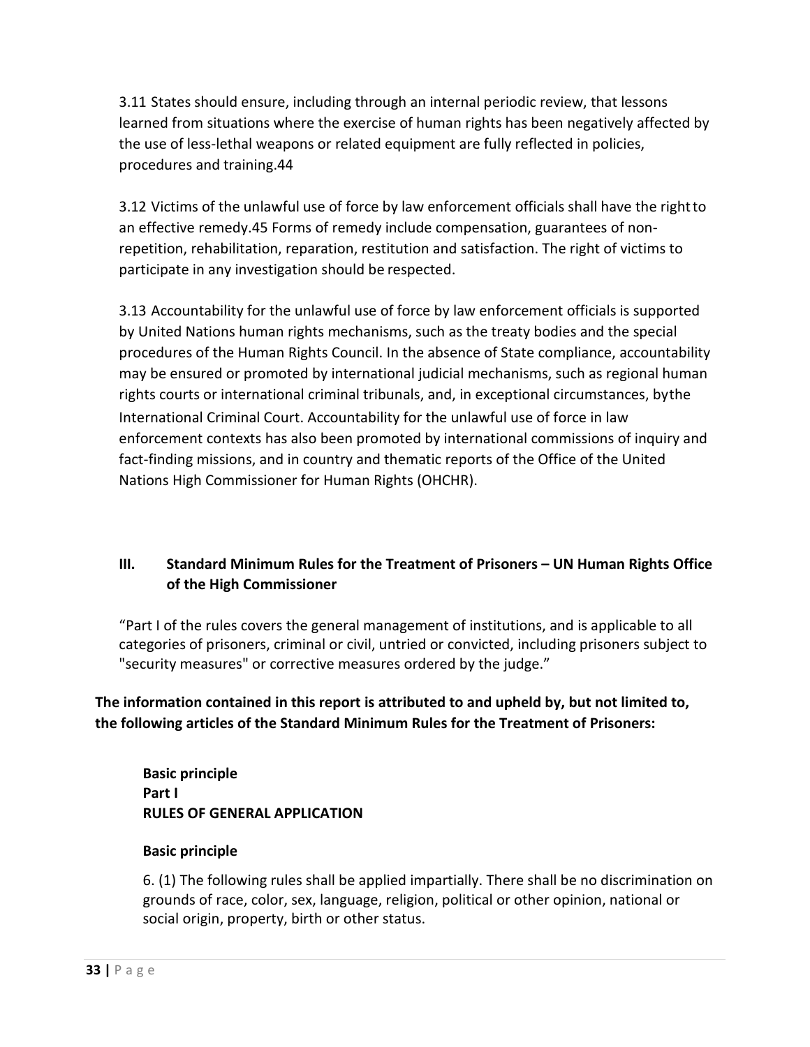3.11 States should ensure, including through an internal periodic review, that lessons learned from situations where the exercise of human rights has been negatively affected by the use of less-lethal weapons or related equipment are fully reflected in policies, procedures and training.[44]

3.12 Victims of the unlawful use of force by law enforcement officials shall have the right to an effective remedy.[45] Forms of remedy include compensation, guarantees of non-repetition, rehabilitation, reparation, restitution and satisfaction. The right of victims to participate in any investigation should be respected.

3.13 Accountability for the unlawful use of force by law enforcement officials is supported by United Nations human rights mechanisms, such as the treaty bodies and the special procedures of the Human Rights Council. In the absence of State compliance, accountability may be ensured or promoted by international judicial mechanisms, such as regional human rights courts or international criminal tribunals, and, in exceptional circumstances, by the International Criminal Court. Accountability for the unlawful use of force in law enforcement contexts has also been promoted by international commissions of inquiry and fact-finding missions, and in country and thematic reports of the Office of the United Nations High Commissioner for Human Rights (OHCHR).

## III. Standard Minimum Rules for the Treatment of Prisoners – UN Human Rights Office of the High Commissioner

"Part I of the rules covers the general management of institutions, and is applicable to all categories of prisoners, criminal or civil, untried or convicted, including prisoners subject to "security measures" or corrective measures ordered by the judge."

**The information contained in this report is attributed to and upheld by, but not limited to, the following articles of the Standard Minimum Rules for the Treatment of Prisoners:**

**Basic principle**
**Part I**
**RULES OF GENERAL APPLICATION**

**Basic principle**

6. (1) The following rules shall be applied impartially. There shall be no discrimination on grounds of race, color, sex, language, religion, political or other opinion, national or social origin, property, birth or other status.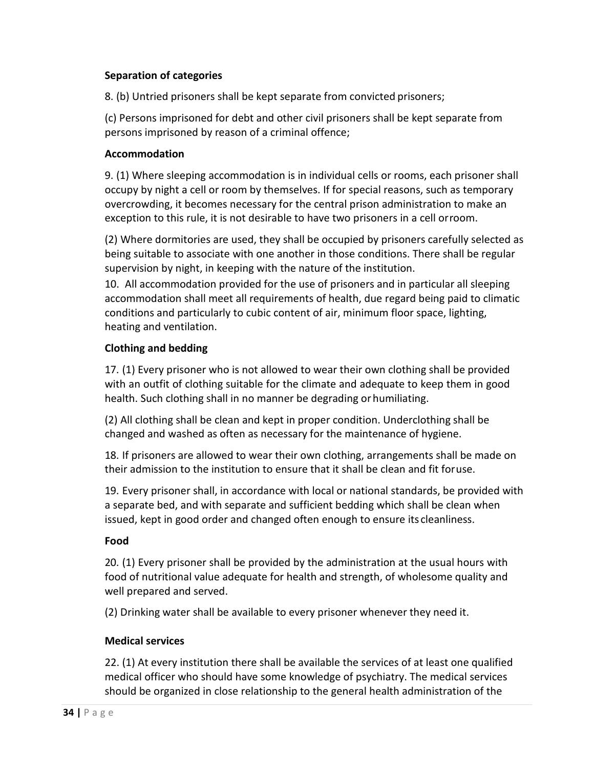**Separation of categories**

8. (b) Untried prisoners shall be kept separate from convicted prisoners;

(c) Persons imprisoned for debt and other civil prisoners shall be kept separate from persons imprisoned by reason of a criminal offence;

**Accommodation**

9. (1) Where sleeping accommodation is in individual cells or rooms, each prisoner shall occupy by night a cell or room by themselves. If for special reasons, such as temporary overcrowding, it becomes necessary for the central prison administration to make an exception to this rule, it is not desirable to have two prisoners in a cell or room.

(2) Where dormitories are used, they shall be occupied by prisoners carefully selected as being suitable to associate with one another in those conditions. There shall be regular supervision by night, in keeping with the nature of the institution.

10. All accommodation provided for the use of prisoners and in particular all sleeping accommodation shall meet all requirements of health, due regard being paid to climatic conditions and particularly to cubic content of air, minimum floor space, lighting, heating and ventilation.

**Clothing and bedding**

17. (1) Every prisoner who is not allowed to wear their own clothing shall be provided with an outfit of clothing suitable for the climate and adequate to keep them in good health. Such clothing shall in no manner be degrading or humiliating.

(2) All clothing shall be clean and kept in proper condition. Underclothing shall be changed and washed as often as necessary for the maintenance of hygiene.

18. If prisoners are allowed to wear their own clothing, arrangements shall be made on their admission to the institution to ensure that it shall be clean and fit for use.

19. Every prisoner shall, in accordance with local or national standards, be provided with a separate bed, and with separate and sufficient bedding which shall be clean when issued, kept in good order and changed often enough to ensure its cleanliness.

**Food**

20. (1) Every prisoner shall be provided by the administration at the usual hours with food of nutritional value adequate for health and strength, of wholesome quality and well prepared and served.

(2) Drinking water shall be available to every prisoner whenever they need it.

**Medical services**

22. (1) At every institution there shall be available the services of at least one qualified medical officer who should have some knowledge of psychiatry. The medical services should be organized in close relationship to the general health administration of the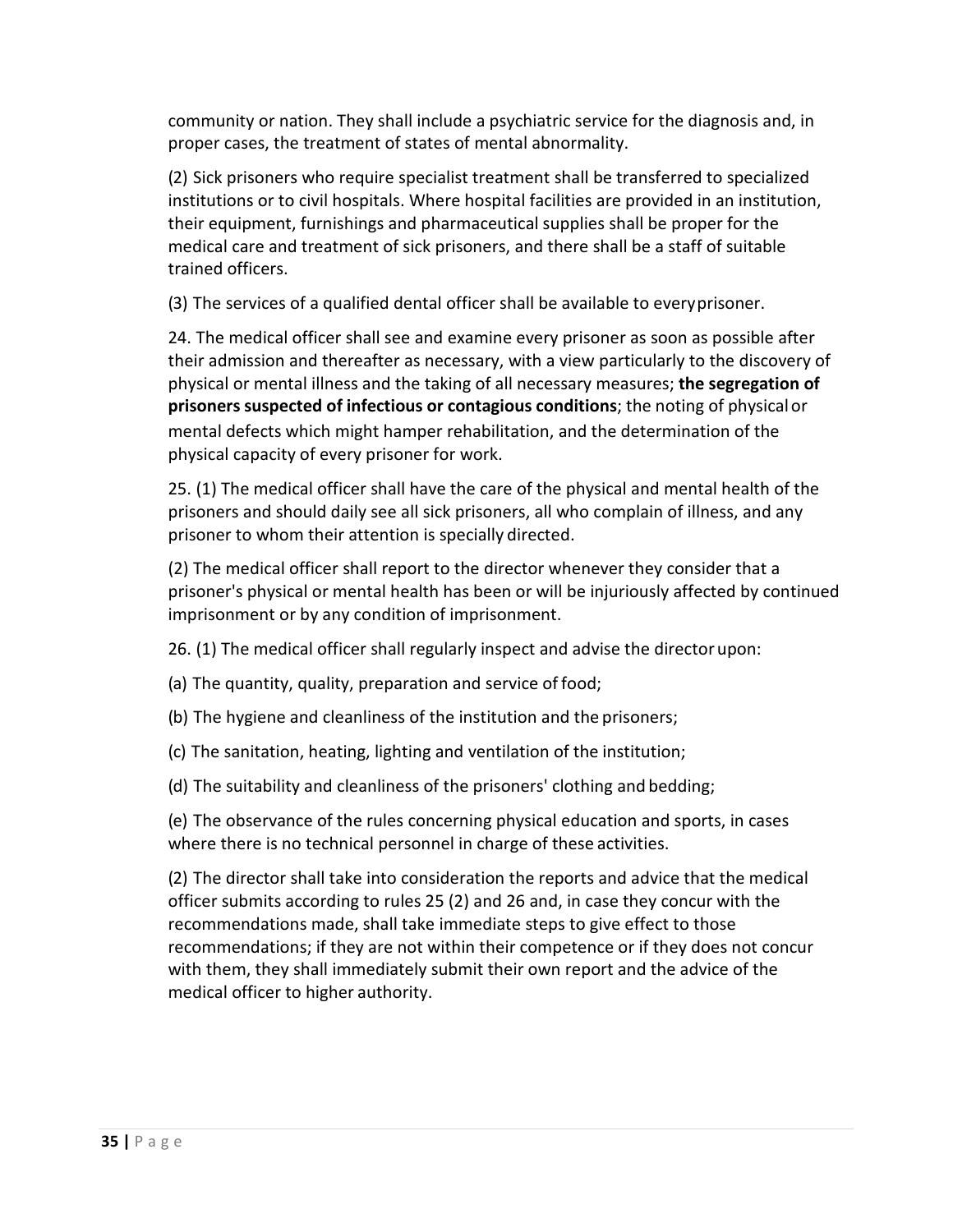community or nation. They shall include a psychiatric service for the diagnosis and, in proper cases, the treatment of states of mental abnormality.

(2) Sick prisoners who require specialist treatment shall be transferred to specialized institutions or to civil hospitals. Where hospital facilities are provided in an institution, their equipment, furnishings and pharmaceutical supplies shall be proper for the medical care and treatment of sick prisoners, and there shall be a staff of suitable trained officers.

(3) The services of a qualified dental officer shall be available to every prisoner.

24. The medical officer shall see and examine every prisoner as soon as possible after their admission and thereafter as necessary, with a view particularly to the discovery of physical or mental illness and the taking of all necessary measures; **the segregation of prisoners suspected of infectious or contagious conditions**; the noting of physical or mental defects which might hamper rehabilitation, and the determination of the physical capacity of every prisoner for work.

25. (1) The medical officer shall have the care of the physical and mental health of the prisoners and should daily see all sick prisoners, all who complain of illness, and any prisoner to whom their attention is specially directed.

(2) The medical officer shall report to the director whenever they consider that a prisoner's physical or mental health has been or will be injuriously affected by continued imprisonment or by any condition of imprisonment.

26. (1) The medical officer shall regularly inspect and advise the director upon:

(a) The quantity, quality, preparation and service of food;

(b) The hygiene and cleanliness of the institution and the prisoners;

(c) The sanitation, heating, lighting and ventilation of the institution;

(d) The suitability and cleanliness of the prisoners' clothing and bedding;

(e) The observance of the rules concerning physical education and sports, in cases where there is no technical personnel in charge of these activities.

(2) The director shall take into consideration the reports and advice that the medical officer submits according to rules 25 (2) and 26 and, in case they concur with the recommendations made, shall take immediate steps to give effect to those recommendations; if they are not within their competence or if they does not concur with them, they shall immediately submit their own report and the advice of the medical officer to higher authority.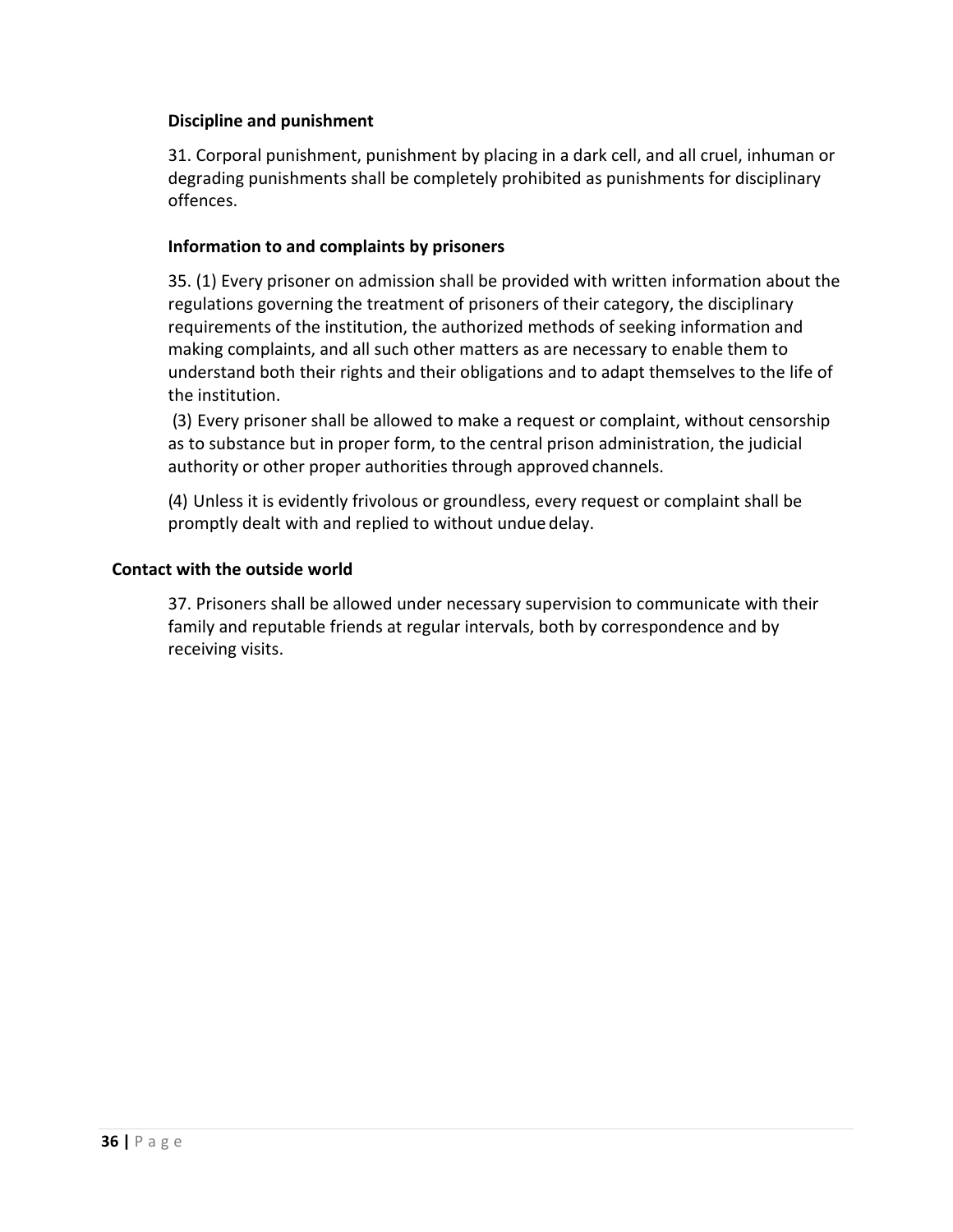### Discipline and punishment

31. Corporal punishment, punishment by placing in a dark cell, and all cruel, inhuman or degrading punishments shall be completely prohibited as punishments for disciplinary offences.

### Information to and complaints by prisoners

35. (1) Every prisoner on admission shall be provided with written information about the regulations governing the treatment of prisoners of their category, the disciplinary requirements of the institution, the authorized methods of seeking information and making complaints, and all such other matters as are necessary to enable them to understand both their rights and their obligations and to adapt themselves to the life of the institution.

(3) Every prisoner shall be allowed to make a request or complaint, without censorship as to substance but in proper form, to the central prison administration, the judicial authority or other proper authorities through approved channels.

(4) Unless it is evidently frivolous or groundless, every request or complaint shall be promptly dealt with and replied to without undue delay.

### Contact with the outside world

37. Prisoners shall be allowed under necessary supervision to communicate with their family and reputable friends at regular intervals, both by correspondence and by receiving visits.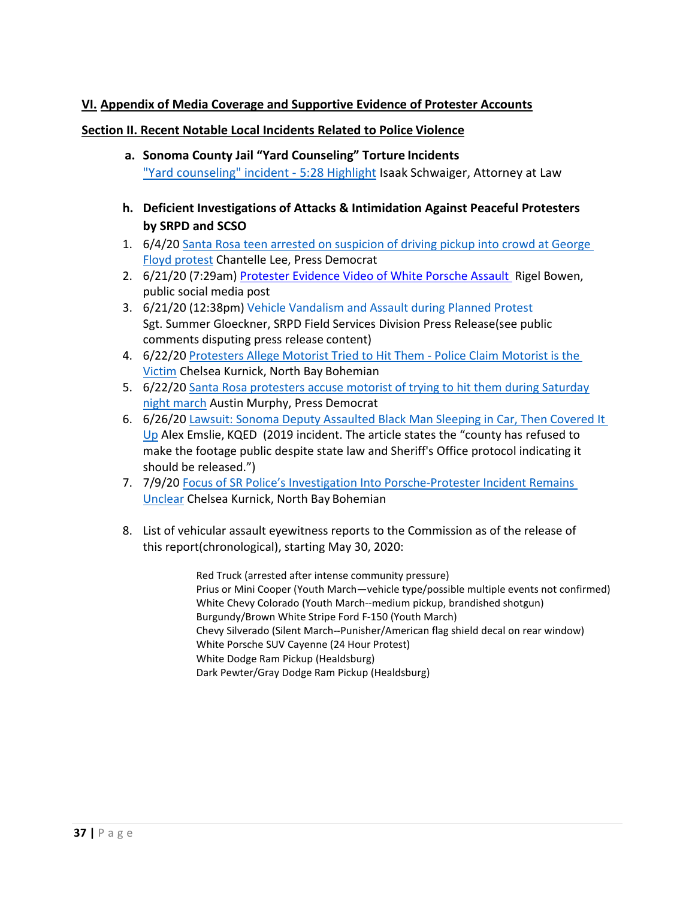## VI. Appendix of Media Coverage and Supportive Evidence of Protester Accounts

### Section II. Recent Notable Local Incidents Related to Police Violence

**a. Sonoma County Jail "Yard Counseling" Torture Incidents**
"Yard counseling" incident - 5:28 Highlight Isaak Schwaiger, Attorney at Law

**h. Deficient Investigations of Attacks & Intimidation Against Peaceful Protesters by SRPD and SCSO**

1. 6/4/20 Santa Rosa teen arrested on suspicion of driving pickup into crowd at George Floyd protest Chantelle Lee, Press Democrat
2. 6/21/20 (7:29am) Protester Evidence Video of White Porsche Assault Rigel Bowen, public social media post
3. 6/21/20 (12:38pm) Vehicle Vandalism and Assault during Planned Protest Sgt. Summer Gloeckner, SRPD Field Services Division Press Release(see public comments disputing press release content)
4. 6/22/20 Protesters Allege Motorist Tried to Hit Them - Police Claim Motorist is the Victim Chelsea Kurnick, North Bay Bohemian
5. 6/22/20 Santa Rosa protesters accuse motorist of trying to hit them during Saturday night march Austin Murphy, Press Democrat
6. 6/26/20 Lawsuit: Sonoma Deputy Assaulted Black Man Sleeping in Car, Then Covered It Up Alex Emslie, KQED (2019 incident. The article states the "county has refused to make the footage public despite state law and Sheriff's Office protocol indicating it should be released.")
7. 7/9/20 Focus of SR Police's Investigation Into Porsche-Protester Incident Remains Unclear Chelsea Kurnick, North Bay Bohemian
8. List of vehicular assault eyewitness reports to the Commission as of the release of this report(chronological), starting May 30, 2020:

    Red Truck (arrested after intense community pressure)
    Prius or Mini Cooper (Youth March—vehicle type/possible multiple events not confirmed)
    White Chevy Colorado (Youth March--medium pickup, brandished shotgun)
    Burgundy/Brown White Stripe Ford F-150 (Youth March)
    Chevy Silverado (Silent March--Punisher/American flag shield decal on rear window)
    White Porsche SUV Cayenne (24 Hour Protest)
    White Dodge Ram Pickup (Healdsburg)
    Dark Pewter/Gray Dodge Ram Pickup (Healdsburg)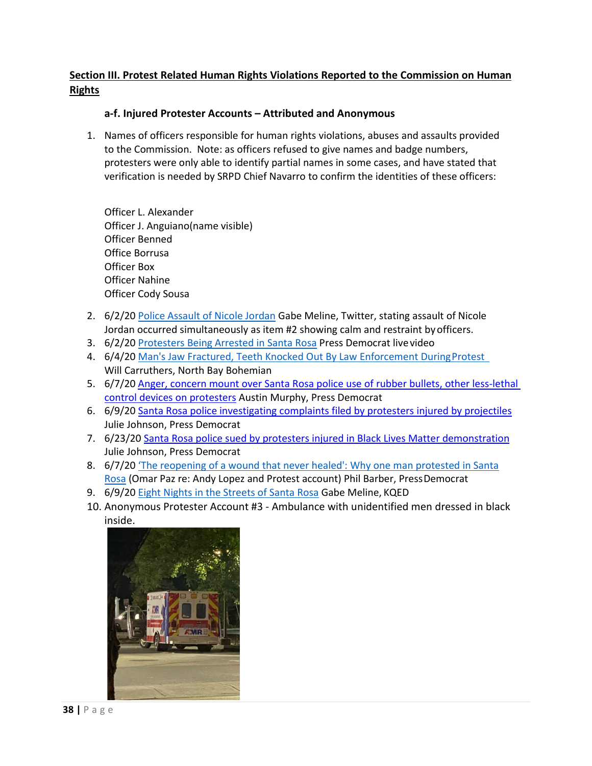**Section III. Protest Related Human Rights Violations Reported to the Commission on Human Rights**

**a-f. Injured Protester Accounts – Attributed and Anonymous**

1. Names of officers responsible for human rights violations, abuses and assaults provided to the Commission. Note: as officers refused to give names and badge numbers, protesters were only able to identify partial names in some cases, and have stated that verification is needed by SRPD Chief Navarro to confirm the identities of these officers:

   Officer L. Alexander
   Officer J. Anguiano(name visible)
   Officer Benned
   Office Borrusa
   Officer Box
   Officer Nahine
   Officer Cody Sousa

2. 6/2/20 Police Assault of Nicole Jordan Gabe Meline, Twitter, stating assault of Nicole Jordan occurred simultaneously as item #2 showing calm and restraint by officers.
3. 6/2/20 Protesters Being Arrested in Santa Rosa Press Democrat live video
4. 6/4/20 Man's Jaw Fractured, Teeth Knocked Out By Law Enforcement During Protest Will Carruthers, North Bay Bohemian
5. 6/7/20 Anger, concern mount over Santa Rosa police use of rubber bullets, other less-lethal control devices on protesters Austin Murphy, Press Democrat
6. 6/9/20 Santa Rosa police investigating complaints filed by protesters injured by projectiles Julie Johnson, Press Democrat
7. 6/23/20 Santa Rosa police sued by protesters injured in Black Lives Matter demonstration Julie Johnson, Press Democrat
8. 6/7/20 'The reopening of a wound that never healed': Why one man protested in Santa Rosa (Omar Paz re: Andy Lopez and Protest account) Phil Barber, Press Democrat
9. 6/9/20 Eight Nights in the Streets of Santa Rosa Gabe Meline, KQED
10. Anonymous Protester Account #3 - Ambulance with unidentified men dressed in black inside.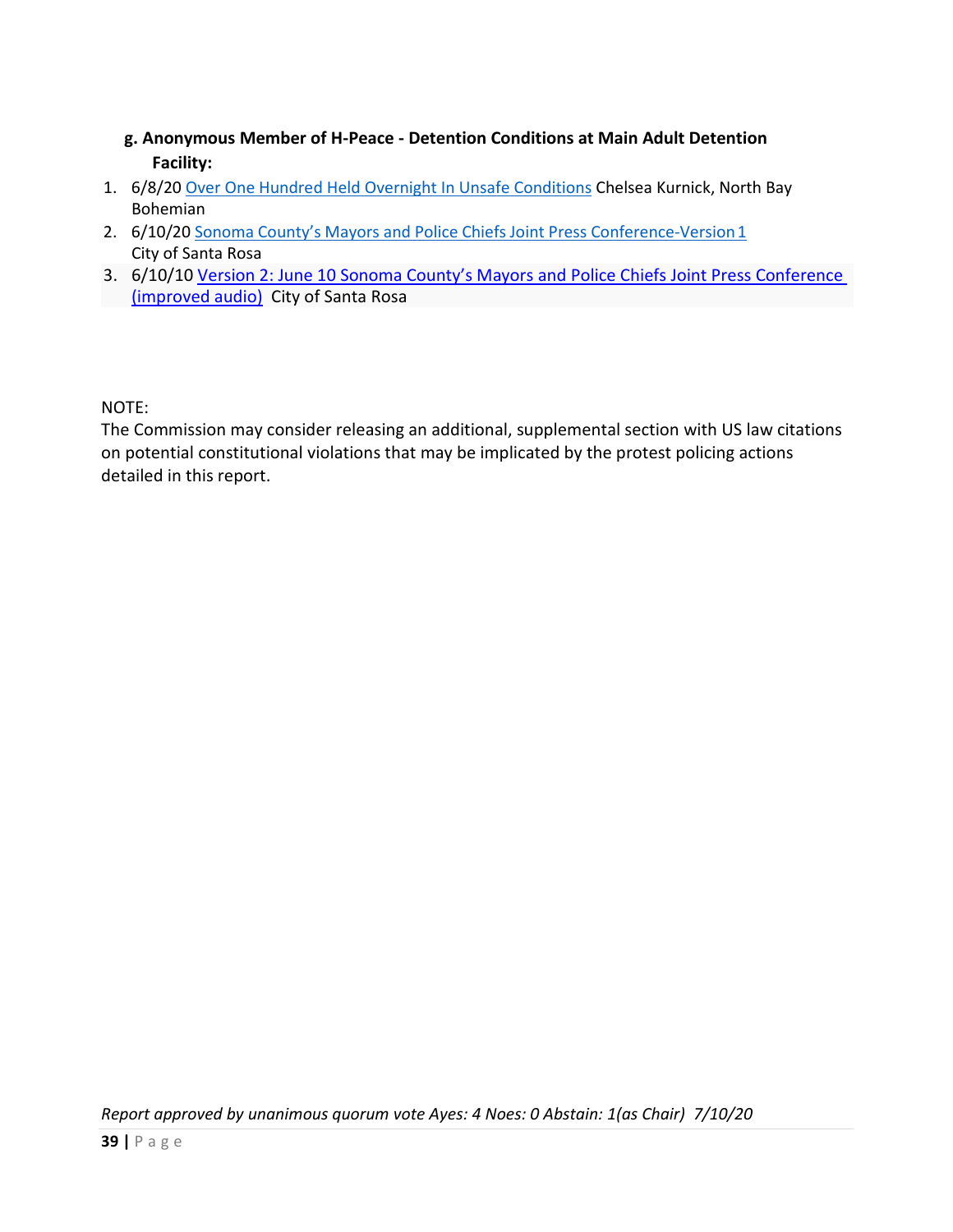**g. Anonymous Member of H-Peace - Detention Conditions at Main Adult Detention Facility:**

1. 6/8/20 Over One Hundred Held Overnight In Unsafe Conditions Chelsea Kurnick, North Bay Bohemian
2. 6/10/20 Sonoma County's Mayors and Police Chiefs Joint Press Conference-Version 1 City of Santa Rosa
3. 6/10/10 Version 2: June 10 Sonoma County's Mayors and Police Chiefs Joint Press Conference (improved audio) City of Santa Rosa

NOTE:
The Commission may consider releasing an additional, supplemental section with US law citations on potential constitutional violations that may be implicated by the protest policing actions detailed in this report.

*Report approved by unanimous quorum vote Ayes: 4 Noes: 0 Abstain: 1(as Chair) 7/10/20*